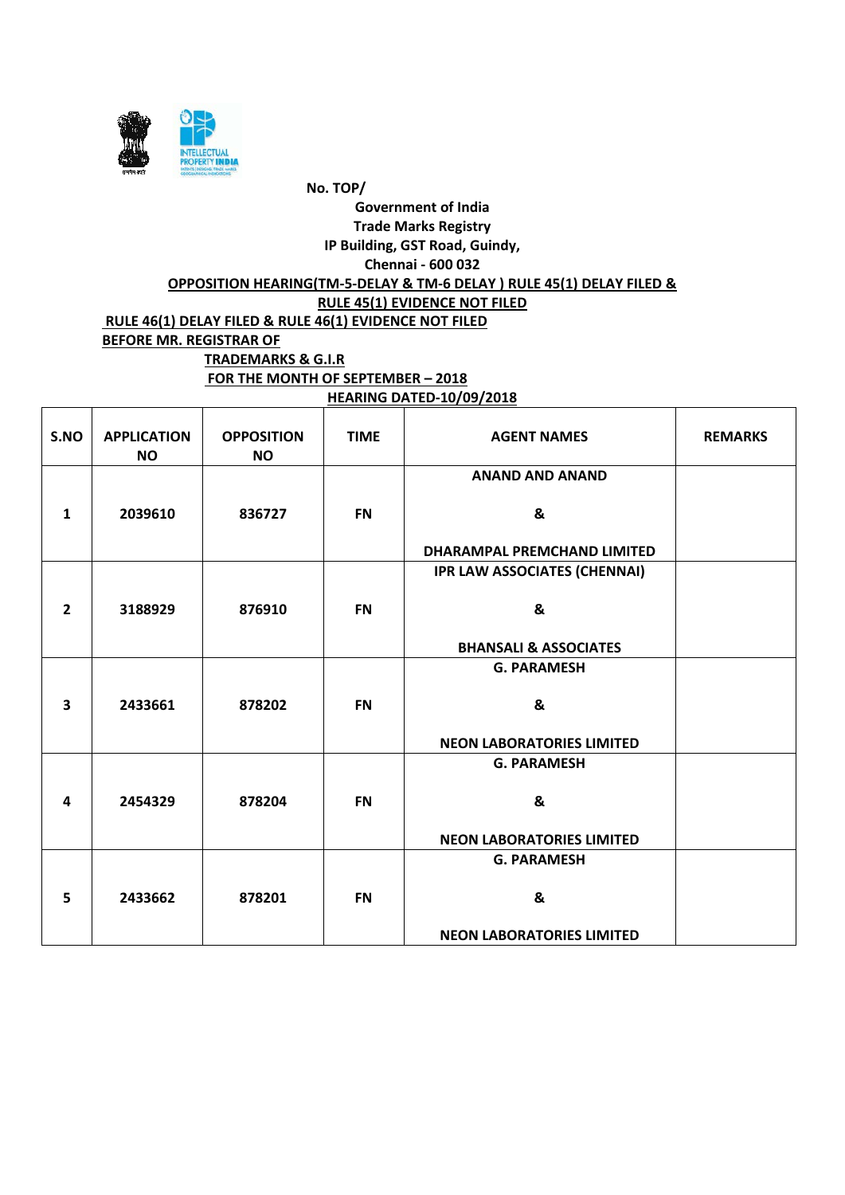No. TOP/

**Government of India**
**Trade Marks Registry**
**IP Building, GST Road, Guindy,**
**Chennai - 600 032**

**OPPOSITION HEARING(TM-5-DELAY & TM-6 DELAY ) RULE 45(1) DELAY FILED & RULE 45(1) EVIDENCE NOT FILED**

**RULE 46(1) DELAY FILED & RULE 46(1) EVIDENCE NOT FILED**

**BEFORE MR. REGISTRAR OF TRADEMARKS & G.I.R**

**FOR THE MONTH OF SEPTEMBER – 2018**

**HEARING DATED-10/09/2018**

| S.NO | APPLICATION NO | OPPOSITION NO | TIME | AGENT NAMES | REMARKS |
|---|---|---|---|---|---|
| 1 | 2039610 | 836727 | FN | ANAND AND ANAND & DHARAMPAL PREMCHAND LIMITED | |
| 2 | 3188929 | 876910 | FN | IPR LAW ASSOCIATES (CHENNAI) & BHANSALI & ASSOCIATES | |
| 3 | 2433661 | 878202 | FN | G. PARAMESH & NEON LABORATORIES LIMITED | |
| 4 | 2454329 | 878204 | FN | G. PARAMESH & NEON LABORATORIES LIMITED | |
| 5 | 2433662 | 878201 | FN | G. PARAMESH & NEON LABORATORIES LIMITED | |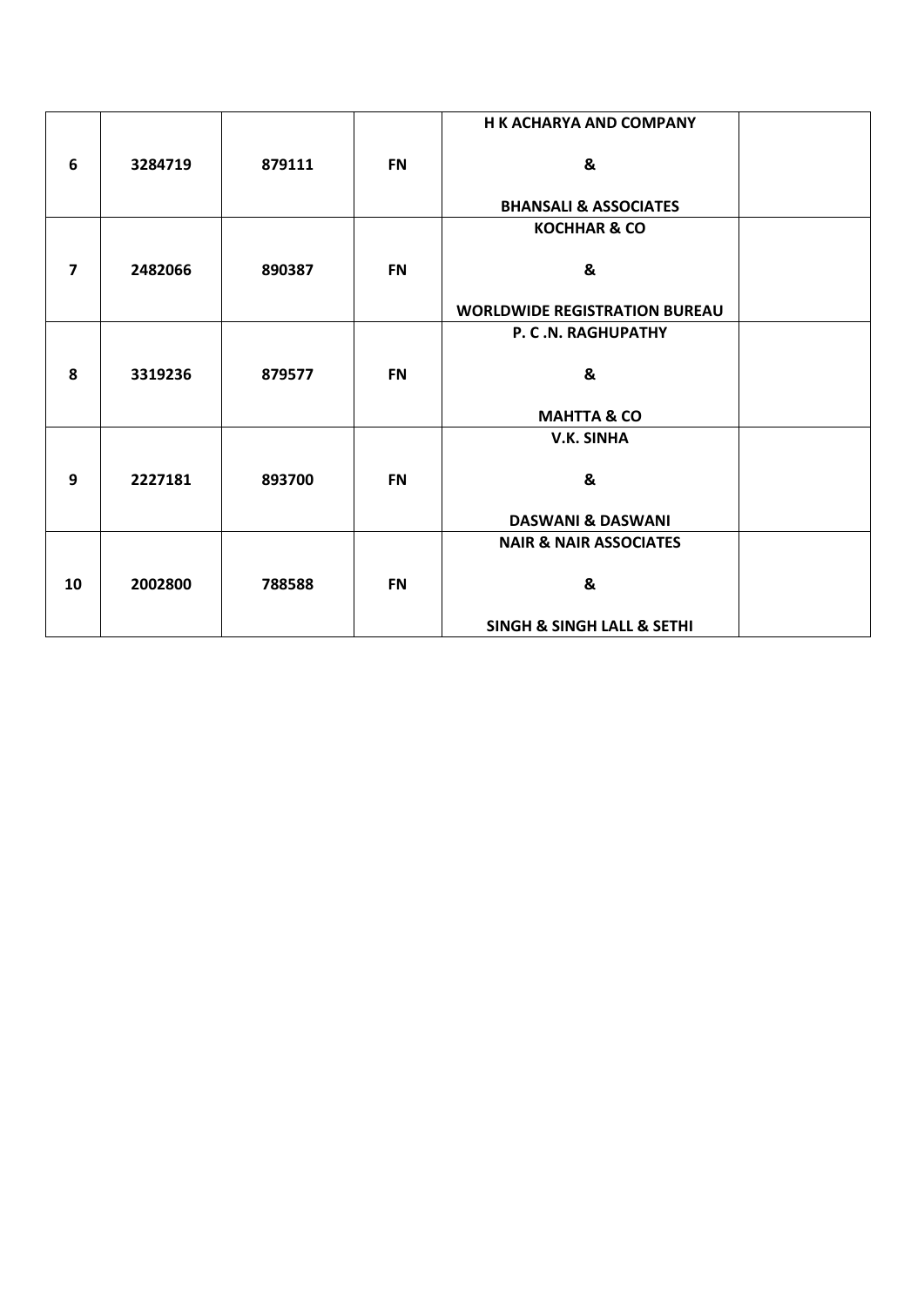| | | | | | |
|---|---|---|---|---|---|
| **6** | **3284719** | **879111** | **FN** | **H K ACHARYA AND COMPANY**<br><br>**&**<br><br>**BHANSALI & ASSOCIATES** | |
| **7** | **2482066** | **890387** | **FN** | **KOCHHAR & CO**<br><br>**&**<br><br>**WORLDWIDE REGISTRATION BUREAU** | |
| **8** | **3319236** | **879577** | **FN** | **P. C .N. RAGHUPATHY**<br><br>**&**<br><br>**MAHTTA & CO** | |
| **9** | **2227181** | **893700** | **FN** | **V.K. SINHA**<br><br>**&**<br><br>**DASWANI & DASWANI** | |
| **10** | **2002800** | **788588** | **FN** | **NAIR & NAIR ASSOCIATES**<br><br>**&**<br><br>**SINGH & SINGH LALL & SETHI** | |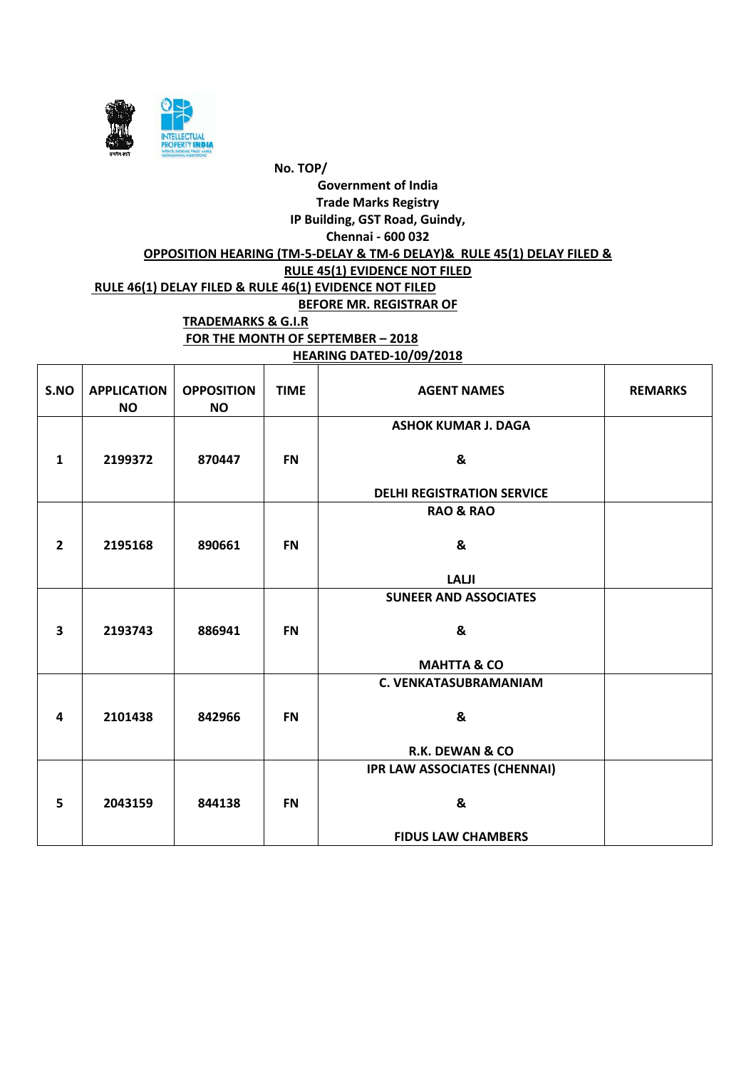No. TOP/

**Government of India**
**Trade Marks Registry**
**IP Building, GST Road, Guindy,**
**Chennai - 600 032**

**OPPOSITION HEARING (TM-5-DELAY & TM-6 DELAY)& RULE 45(1) DELAY FILED & RULE 45(1) EVIDENCE NOT FILED**

**RULE 46(1) DELAY FILED & RULE 46(1) EVIDENCE NOT FILED**

**BEFORE MR. REGISTRAR OF TRADEMARKS & G.I.R**

**FOR THE MONTH OF SEPTEMBER – 2018**

**HEARING DATED-10/09/2018**

| S.NO | APPLICATION NO | OPPOSITION NO | TIME | AGENT NAMES | REMARKS |
|---|---|---|---|---|---|
| 1 | 2199372 | 870447 | FN | ASHOK KUMAR J. DAGA & DELHI REGISTRATION SERVICE | |
| 2 | 2195168 | 890661 | FN | RAO & RAO & LALJI | |
| 3 | 2193743 | 886941 | FN | SUNEER AND ASSOCIATES & MAHTTA & CO | |
| 4 | 2101438 | 842966 | FN | C. VENKATASUBRAMANIAM & R.K. DEWAN & CO | |
| 5 | 2043159 | 844138 | FN | IPR LAW ASSOCIATES (CHENNAI) & FIDUS LAW CHAMBERS | |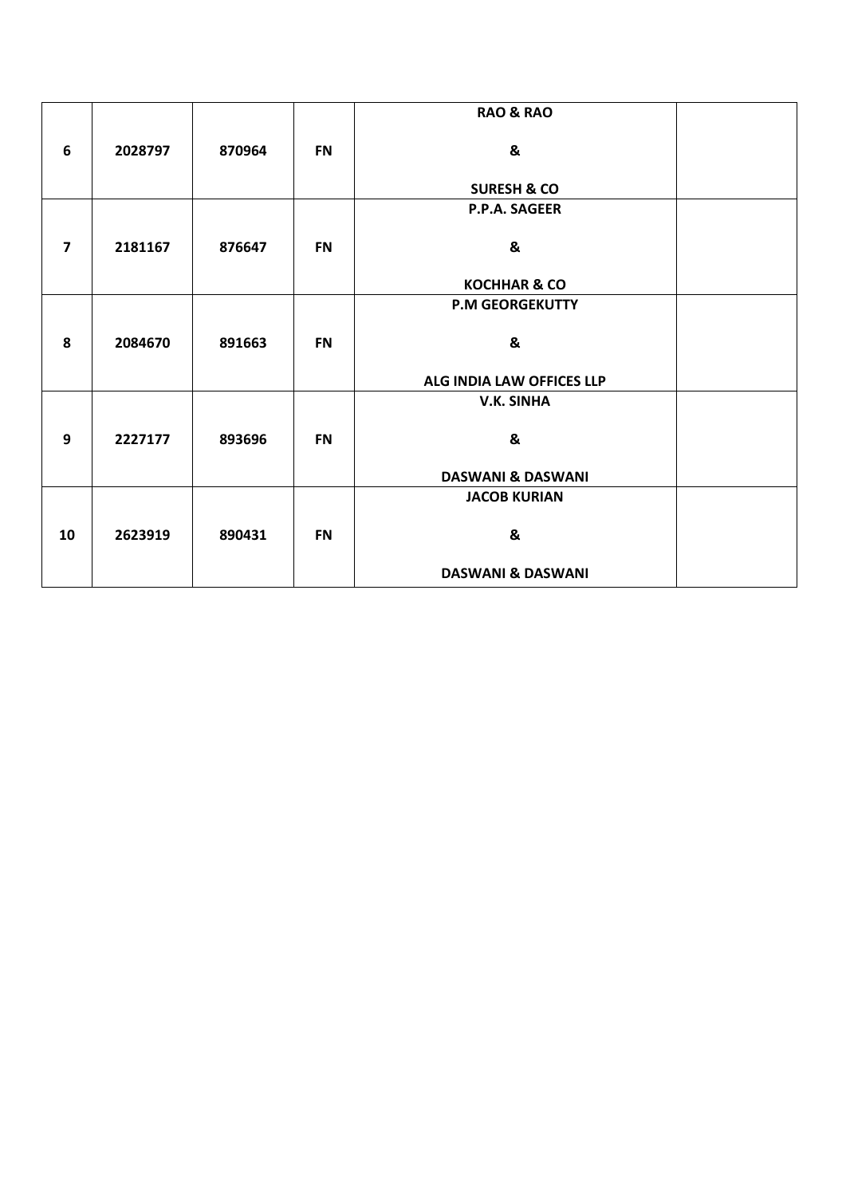| | | | | | |
|---|---|---|---|---|---|
| **6** | **2028797** | **870964** | **FN** | **RAO & RAO**<br><br>**&**<br><br>**SURESH & CO** | |
| **7** | **2181167** | **876647** | **FN** | **P.P.A. SAGEER**<br><br>**&**<br><br>**KOCHHAR & CO** | |
| **8** | **2084670** | **891663** | **FN** | **P.M GEORGEKUTTY**<br><br>**&**<br><br>**ALG INDIA LAW OFFICES LLP** | |
| **9** | **2227177** | **893696** | **FN** | **V.K. SINHA**<br><br>**&**<br><br>**DASWANI & DASWANI** | |
| **10** | **2623919** | **890431** | **FN** | **JACOB KURIAN**<br><br>**&**<br><br>**DASWANI & DASWANI** | |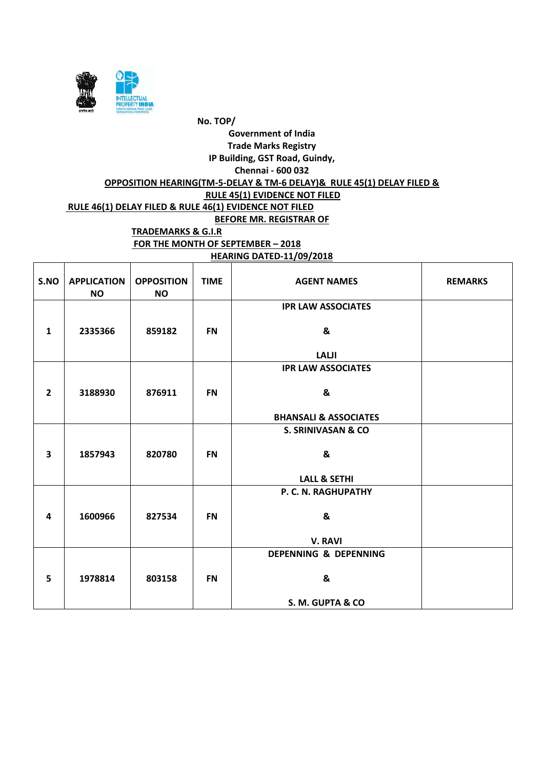No. TOP/

**Government of India**

**Trade Marks Registry**

**IP Building, GST Road, Guindy,**

**Chennai - 600 032**

**OPPOSITION HEARING(TM-5-DELAY & TM-6 DELAY)& RULE 45(1) DELAY FILED & RULE 45(1) EVIDENCE NOT FILED**

**RULE 46(1) DELAY FILED & RULE 46(1) EVIDENCE NOT FILED**

**BEFORE MR. REGISTRAR OF TRADEMARKS & G.I.R**

**FOR THE MONTH OF SEPTEMBER – 2018**

**HEARING DATED-11/09/2018**

| S.NO | APPLICATION NO | OPPOSITION NO | TIME | AGENT NAMES | REMARKS |
|---|---|---|---|---|---|
| 1 | 2335366 | 859182 | FN | IPR LAW ASSOCIATES & LALJI | |
| 2 | 3188930 | 876911 | FN | IPR LAW ASSOCIATES & BHANSALI & ASSOCIATES | |
| 3 | 1857943 | 820780 | FN | S. SRINIVASAN & CO & LALL & SETHI | |
| 4 | 1600966 | 827534 | FN | P. C. N. RAGHUPATHY & V. RAVI | |
| 5 | 1978814 | 803158 | FN | DEPENNING & DEPENNING & S. M. GUPTA & CO | |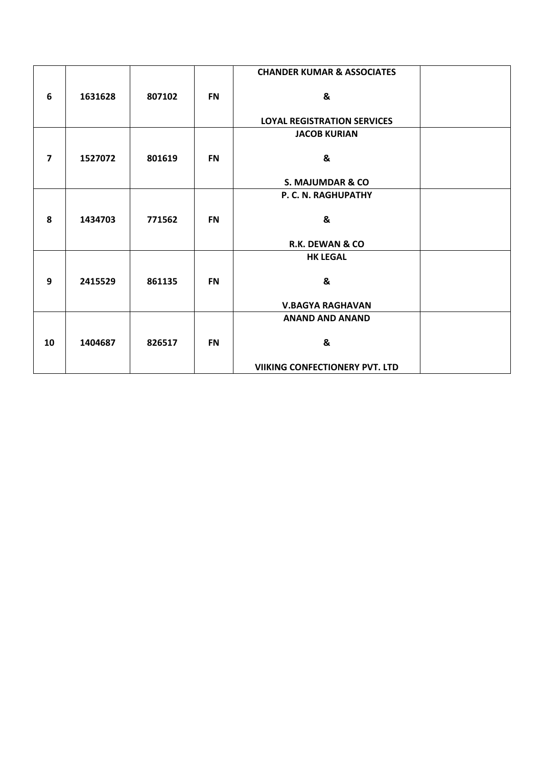| | | | | | |
|---|---|---|---|---|---|
| **6** | **1631628** | **807102** | **FN** | **CHANDER KUMAR & ASSOCIATES**<br><br>**&**<br><br>**LOYAL REGISTRATION SERVICES** | |
| **7** | **1527072** | **801619** | **FN** | **JACOB KURIAN**<br><br>**&**<br><br>**S. MAJUMDAR & CO** | |
| **8** | **1434703** | **771562** | **FN** | **P. C. N. RAGHUPATHY**<br><br>**&**<br><br>**R.K. DEWAN & CO** | |
| **9** | **2415529** | **861135** | **FN** | **HK LEGAL**<br><br>**&**<br><br>**V.BAGYA RAGHAVAN** | |
| **10** | **1404687** | **826517** | **FN** | **ANAND AND ANAND**<br><br>**&**<br><br>**VIIKING CONFECTIONERY PVT. LTD** | |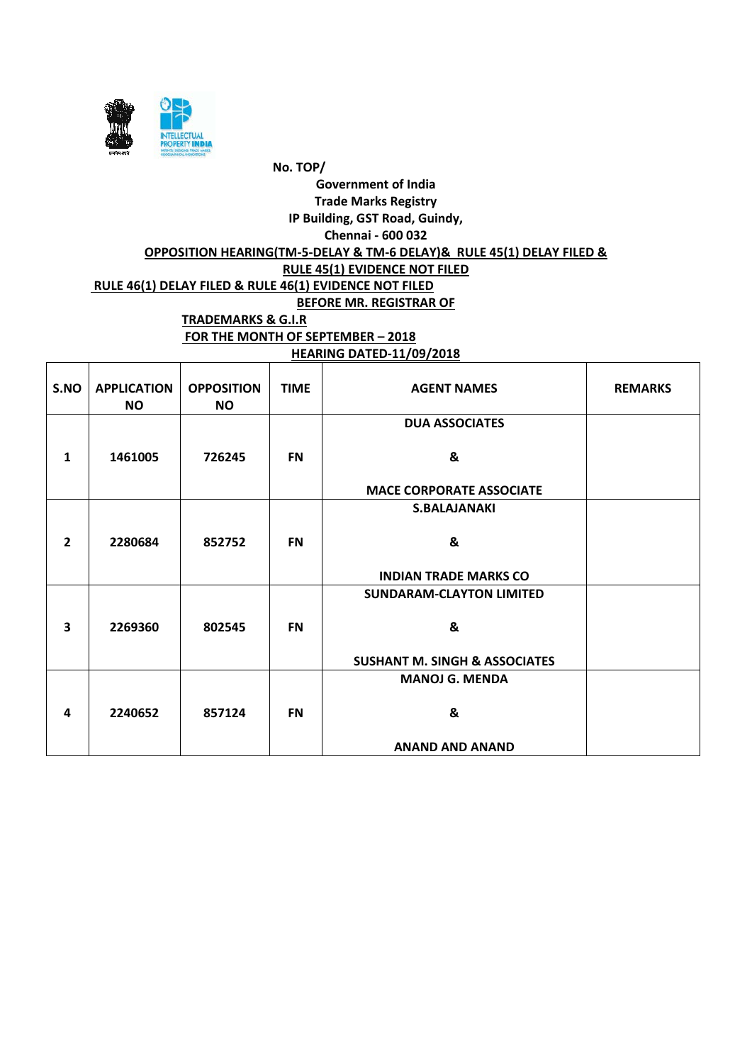**No. TOP/**

**Government of India**

**Trade Marks Registry**

**IP Building, GST Road, Guindy,**

**Chennai - 600 032**

**OPPOSITION HEARING(TM-5-DELAY & TM-6 DELAY)& RULE 45(1) DELAY FILED & RULE 45(1) EVIDENCE NOT FILED**

**RULE 46(1) DELAY FILED & RULE 46(1) EVIDENCE NOT FILED**

**BEFORE MR. REGISTRAR OF TRADEMARKS & G.I.R**

**FOR THE MONTH OF SEPTEMBER – 2018**

**HEARING DATED-11/09/2018**

| S.NO | APPLICATION NO | OPPOSITION NO | TIME | AGENT NAMES | REMARKS |
|---|---|---|---|---|---|
| 1 | 1461005 | 726245 | FN | DUA ASSOCIATES & MACE CORPORATE ASSOCIATE | |
| 2 | 2280684 | 852752 | FN | S.BALAJANAKI & INDIAN TRADE MARKS CO | |
| 3 | 2269360 | 802545 | FN | SUNDARAM-CLAYTON LIMITED & SUSHANT M. SINGH & ASSOCIATES | |
| 4 | 2240652 | 857124 | FN | MANOJ G. MENDA & ANAND AND ANAND | |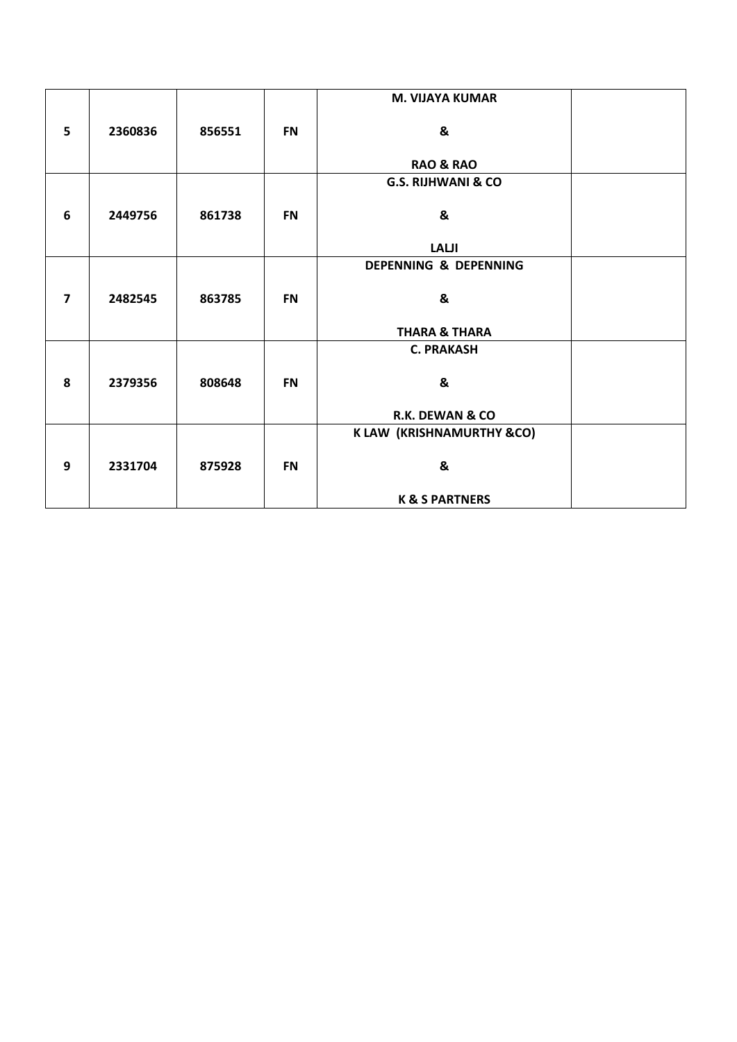| | | | | | |
|---|---|---|---|---|---|
| **5** | **2360836** | **856551** | **FN** | **M. VIJAYA KUMAR**<br><br>**&**<br><br>**RAO & RAO** | |
| **6** | **2449756** | **861738** | **FN** | **G.S. RIJHWANI & CO**<br><br>**&**<br><br>**LALJI** | |
| **7** | **2482545** | **863785** | **FN** | **DEPENNING & DEPENNING**<br><br>**&**<br><br>**THARA & THARA** | |
| **8** | **2379356** | **808648** | **FN** | **C. PRAKASH**<br><br>**&**<br><br>**R.K. DEWAN & CO** | |
| **9** | **2331704** | **875928** | **FN** | **K LAW (KRISHNAMURTHY &CO)**<br><br>**&**<br><br>**K & S PARTNERS** | |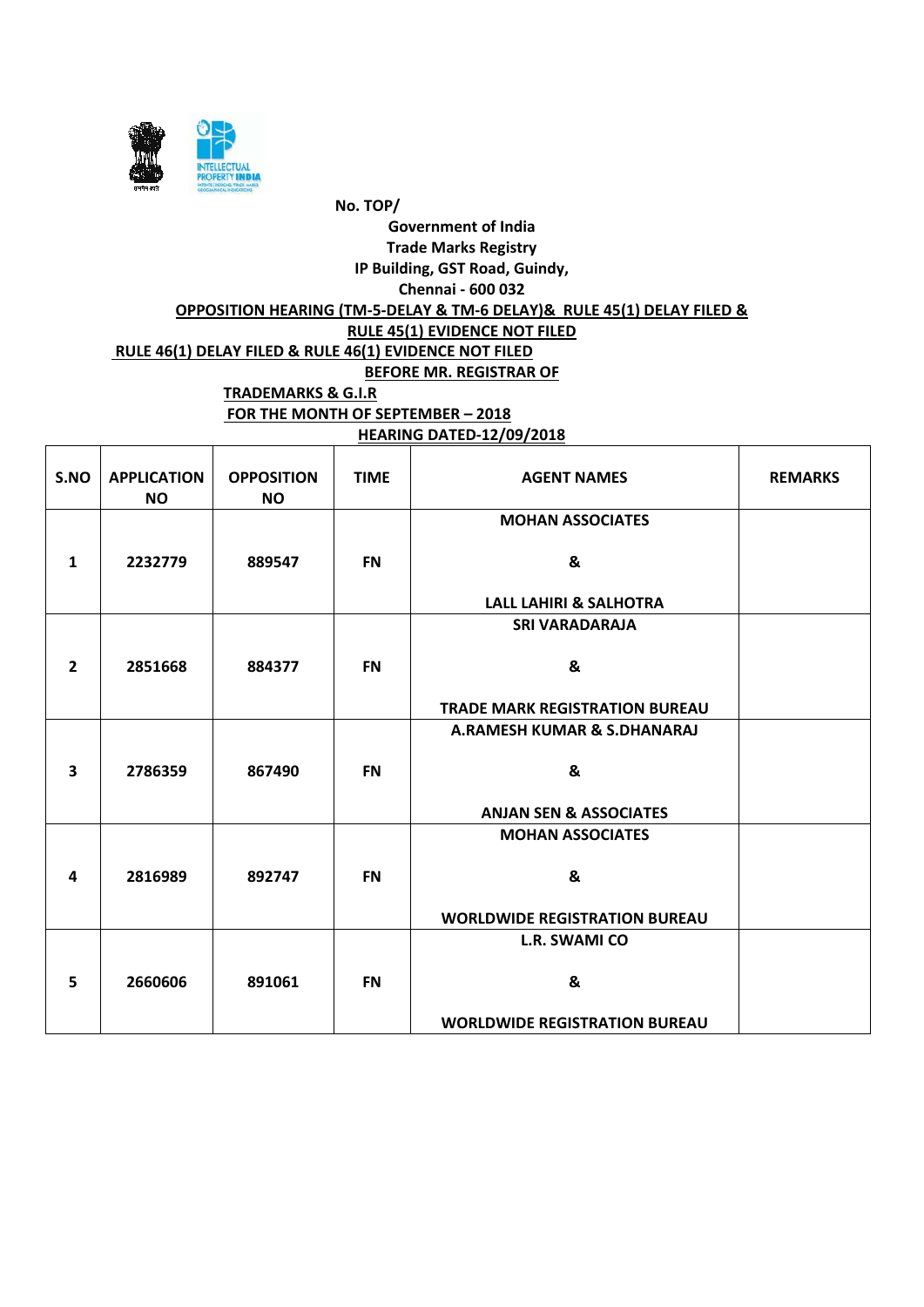**No. TOP/**

**Government of India**

**Trade Marks Registry**

**IP Building, GST Road, Guindy,**

**Chennai - 600 032**

**OPPOSITION HEARING (TM-5-DELAY & TM-6 DELAY)& RULE 45(1) DELAY FILED & RULE 45(1) EVIDENCE NOT FILED**

**RULE 46(1) DELAY FILED & RULE 46(1) EVIDENCE NOT FILED**

**BEFORE MR. REGISTRAR OF TRADEMARKS & G.I.R**

**FOR THE MONTH OF SEPTEMBER – 2018**

**HEARING DATED-12/09/2018**

| S.NO | APPLICATION NO | OPPOSITION NO | TIME | AGENT NAMES | REMARKS |
|---|---|---|---|---|---|
| 1 | 2232779 | 889547 | FN | MOHAN ASSOCIATES & LALL LAHIRI & SALHOTRA | |
| 2 | 2851668 | 884377 | FN | SRI VARADARAJA & TRADE MARK REGISTRATION BUREAU | |
| 3 | 2786359 | 867490 | FN | A.RAMESH KUMAR & S.DHANARAJ & ANJAN SEN & ASSOCIATES | |
| 4 | 2816989 | 892747 | FN | MOHAN ASSOCIATES & WORLDWIDE REGISTRATION BUREAU | |
| 5 | 2660606 | 891061 | FN | L.R. SWAMI CO & WORLDWIDE REGISTRATION BUREAU | |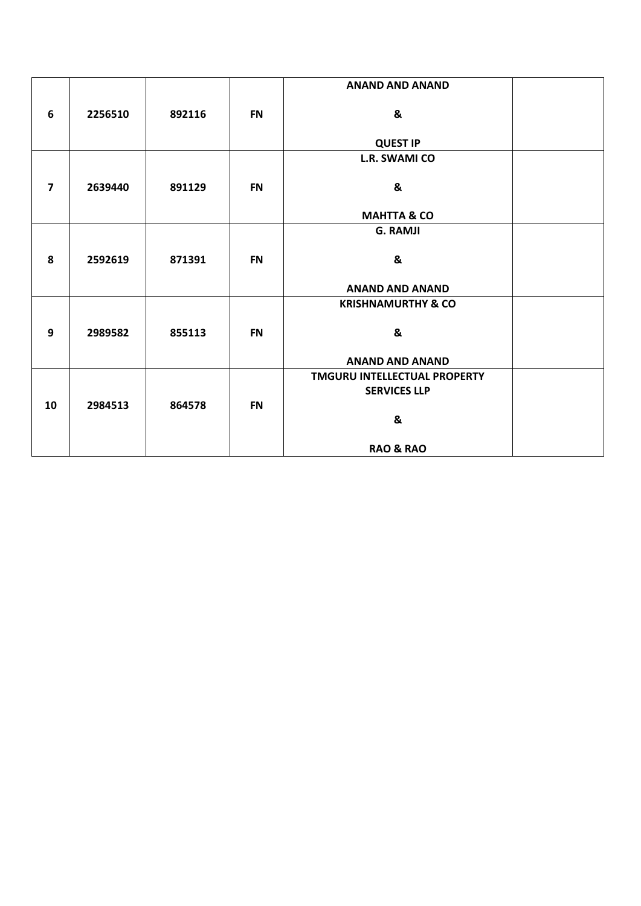| | | | | | |
|---|---|---|---|---|---|
| **6** | **2256510** | **892116** | **FN** | **ANAND AND ANAND**<br><br>**&**<br><br>**QUEST IP** | |
| **7** | **2639440** | **891129** | **FN** | **L.R. SWAMI CO**<br><br>**&**<br><br>**MAHTTA & CO** | |
| **8** | **2592619** | **871391** | **FN** | **G. RAMJI**<br><br>**&**<br><br>**ANAND AND ANAND** | |
| **9** | **2989582** | **855113** | **FN** | **KRISHNAMURTHY & CO**<br><br>**&**<br><br>**ANAND AND ANAND** | |
| **10** | **2984513** | **864578** | **FN** | **TMGURU INTELLECTUAL PROPERTY SERVICES LLP**<br><br>**&**<br><br>**RAO & RAO** | |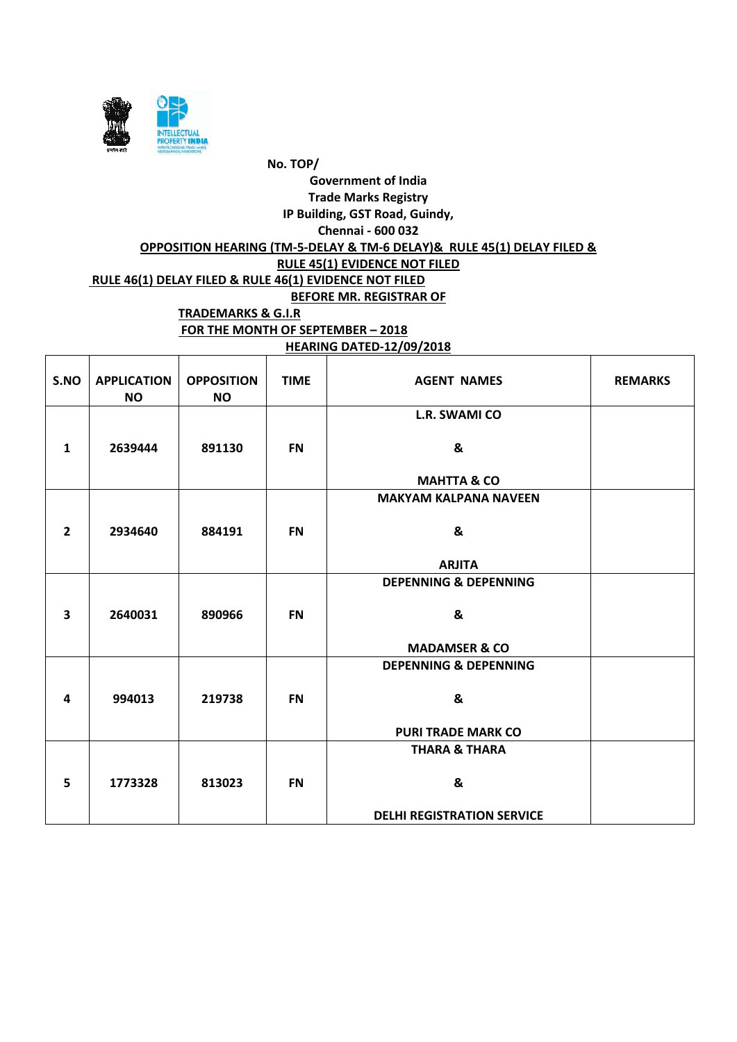No. TOP/

**Government of India**
**Trade Marks Registry**
**IP Building, GST Road, Guindy,**
**Chennai - 600 032**

**OPPOSITION HEARING (TM-5-DELAY & TM-6 DELAY)& RULE 45(1) DELAY FILED & RULE 45(1) EVIDENCE NOT FILED**
**RULE 46(1) DELAY FILED & RULE 46(1) EVIDENCE NOT FILED**
**BEFORE MR. REGISTRAR OF TRADEMARKS & G.I.R**
**FOR THE MONTH OF SEPTEMBER – 2018**
**HEARING DATED-12/09/2018**

| S.NO | APPLICATION NO | OPPOSITION NO | TIME | AGENT NAMES | REMARKS |
|---|---|---|---|---|---|
| 1 | 2639444 | 891130 | FN | L.R. SWAMI CO & MAHTTA & CO | |
| 2 | 2934640 | 884191 | FN | MAKYAM KALPANA NAVEEN & ARJITA | |
| 3 | 2640031 | 890966 | FN | DEPENNING & DEPENNING & MADAMSER & CO | |
| 4 | 994013 | 219738 | FN | DEPENNING & DEPENNING & PURI TRADE MARK CO | |
| 5 | 1773328 | 813023 | FN | THARA & THARA & DELHI REGISTRATION SERVICE | |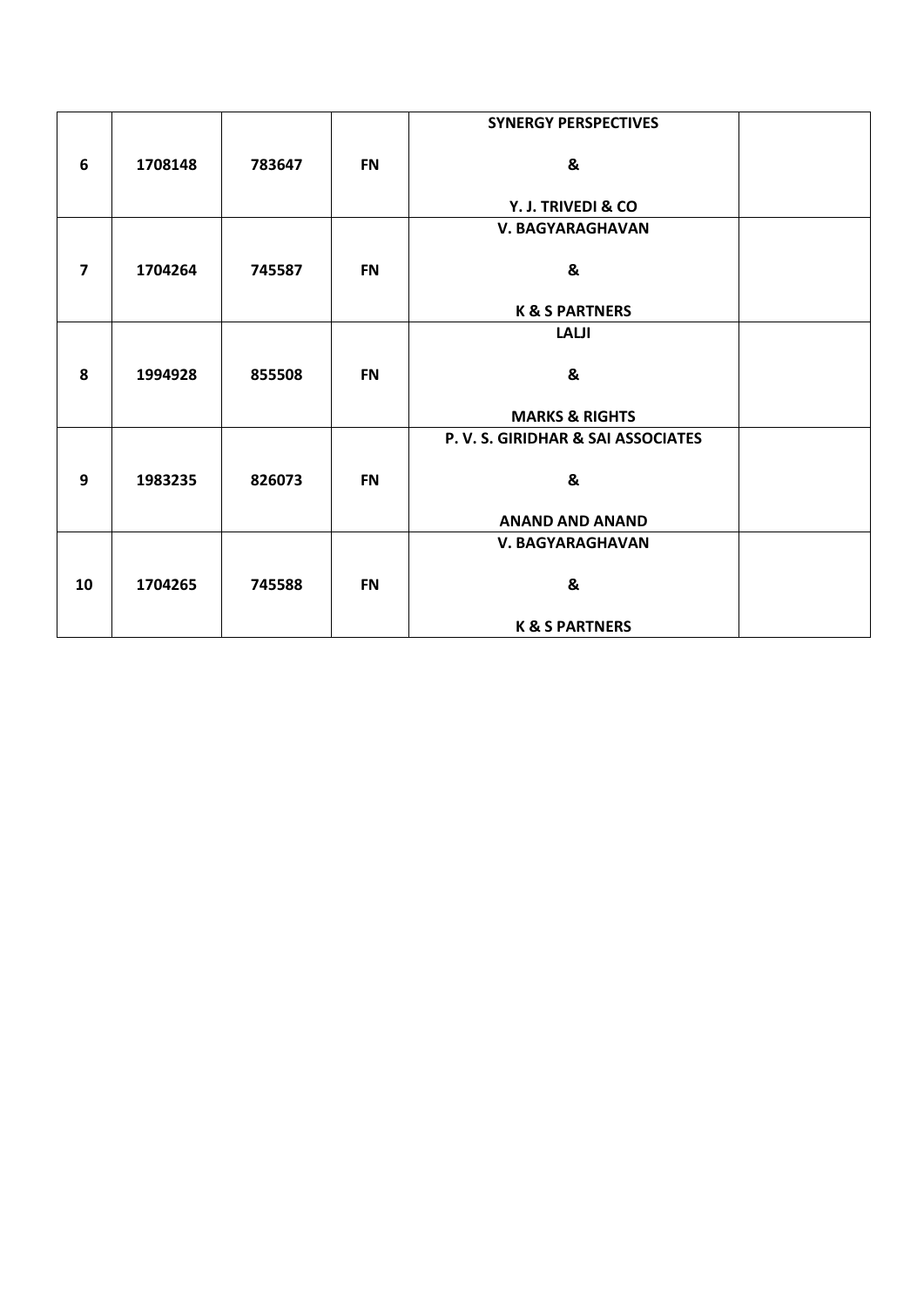| | | | | | |
|---|---|---|---|---|---|
| **6** | **1708148** | **783647** | **FN** | **SYNERGY PERSPECTIVES**<br><br>**&**<br><br>**Y. J. TRIVEDI & CO** | |
| **7** | **1704264** | **745587** | **FN** | **V. BAGYARAGHAVAN**<br><br>**&**<br><br>**K & S PARTNERS** | |
| **8** | **1994928** | **855508** | **FN** | **LALJI**<br><br>**&**<br><br>**MARKS & RIGHTS** | |
| **9** | **1983235** | **826073** | **FN** | **P. V. S. GIRIDHAR & SAI ASSOCIATES**<br><br>**&**<br><br>**ANAND AND ANAND** | |
| **10** | **1704265** | **745588** | **FN** | **V. BAGYARAGHAVAN**<br><br>**&**<br><br>**K & S PARTNERS** | |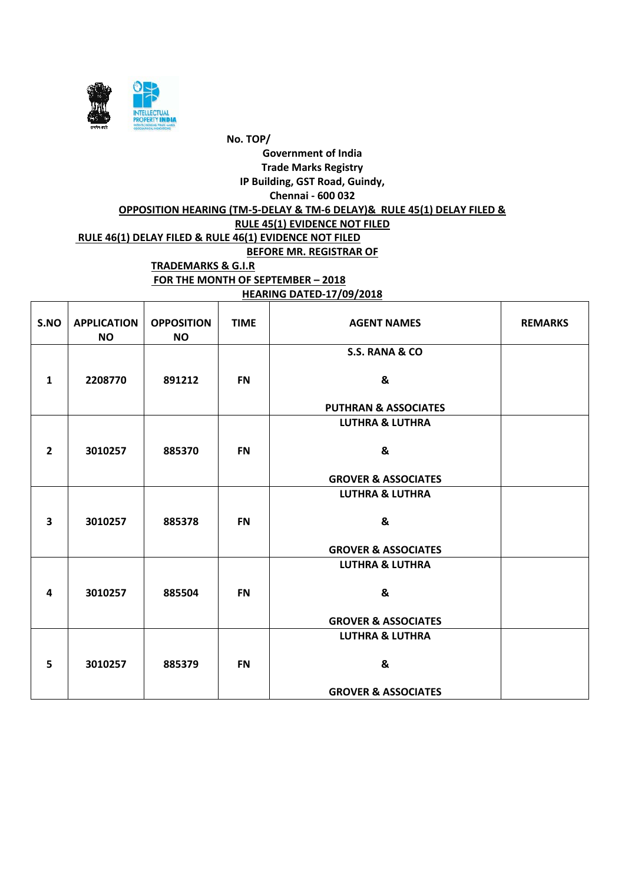No. TOP/

**Government of India**

**Trade Marks Registry**

**IP Building, GST Road, Guindy,**

**Chennai - 600 032**

**OPPOSITION HEARING (TM-5-DELAY & TM-6 DELAY)& RULE 45(1) DELAY FILED & RULE 45(1) EVIDENCE NOT FILED**

**RULE 46(1) DELAY FILED & RULE 46(1) EVIDENCE NOT FILED**

**BEFORE MR. REGISTRAR OF TRADEMARKS & G.I.R**

**FOR THE MONTH OF SEPTEMBER – 2018**

**HEARING DATED-17/09/2018**

| S.NO | APPLICATION NO | OPPOSITION NO | TIME | AGENT NAMES | REMARKS |
|---|---|---|---|---|---|
| 1 | 2208770 | 891212 | FN | S.S. RANA & CO & PUTHRAN & ASSOCIATES | |
| 2 | 3010257 | 885370 | FN | LUTHRA & LUTHRA & GROVER & ASSOCIATES | |
| 3 | 3010257 | 885378 | FN | LUTHRA & LUTHRA & GROVER & ASSOCIATES | |
| 4 | 3010257 | 885504 | FN | LUTHRA & LUTHRA & GROVER & ASSOCIATES | |
| 5 | 3010257 | 885379 | FN | LUTHRA & LUTHRA & GROVER & ASSOCIATES | |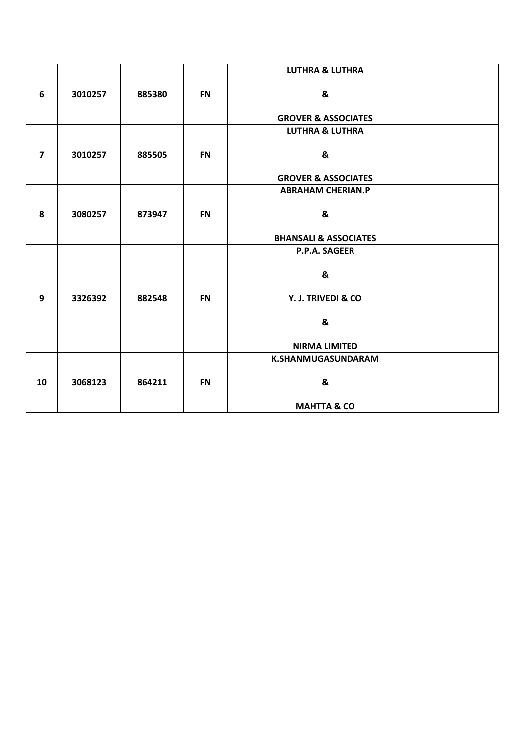| | | | | | |
|---|---|---|---|---|---|
| 6 | 3010257 | 885380 | FN | LUTHRA & LUTHRA<br><br>&<br><br>GROVER & ASSOCIATES | |
| 7 | 3010257 | 885505 | FN | LUTHRA & LUTHRA<br><br>&<br><br>GROVER & ASSOCIATES | |
| 8 | 3080257 | 873947 | FN | ABRAHAM CHERIAN.P<br><br>&<br><br>BHANSALI & ASSOCIATES | |
| 9 | 3326392 | 882548 | FN | P.P.A. SAGEER<br><br>&<br><br>Y. J. TRIVEDI & CO<br><br>&<br><br>NIRMA LIMITED | |
| 10 | 3068123 | 864211 | FN | K.SHANMUGASUNDARAM<br><br>&<br><br>MAHTTA & CO | |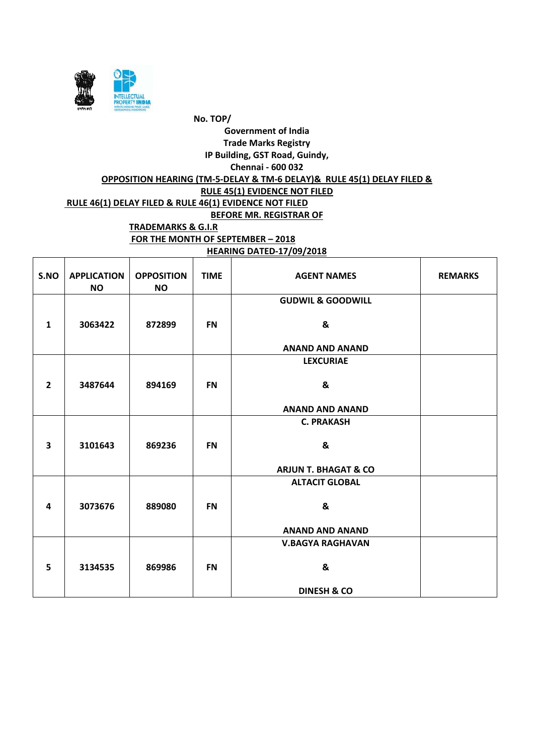No. TOP/

**Government of India**

**Trade Marks Registry**

**IP Building, GST Road, Guindy,**

**Chennai - 600 032**

**OPPOSITION HEARING (TM-5-DELAY & TM-6 DELAY)& RULE 45(1) DELAY FILED & RULE 45(1) EVIDENCE NOT FILED**

**RULE 46(1) DELAY FILED & RULE 46(1) EVIDENCE NOT FILED**

**BEFORE MR. REGISTRAR OF TRADEMARKS & G.I.R**

**FOR THE MONTH OF SEPTEMBER – 2018**

**HEARING DATED-17/09/2018**

| S.NO | APPLICATION NO | OPPOSITION NO | TIME | AGENT NAMES | REMARKS |
|---|---|---|---|---|---|
| 1 | 3063422 | 872899 | FN | GUDWIL & GOODWILL & ANAND AND ANAND | |
| 2 | 3487644 | 894169 | FN | LEXCURIAE & ANAND AND ANAND | |
| 3 | 3101643 | 869236 | FN | C. PRAKASH & ARJUN T. BHAGAT & CO | |
| 4 | 3073676 | 889080 | FN | ALTACIT GLOBAL & ANAND AND ANAND | |
| 5 | 3134535 | 869986 | FN | V.BAGYA RAGHAVAN & DINESH & CO | |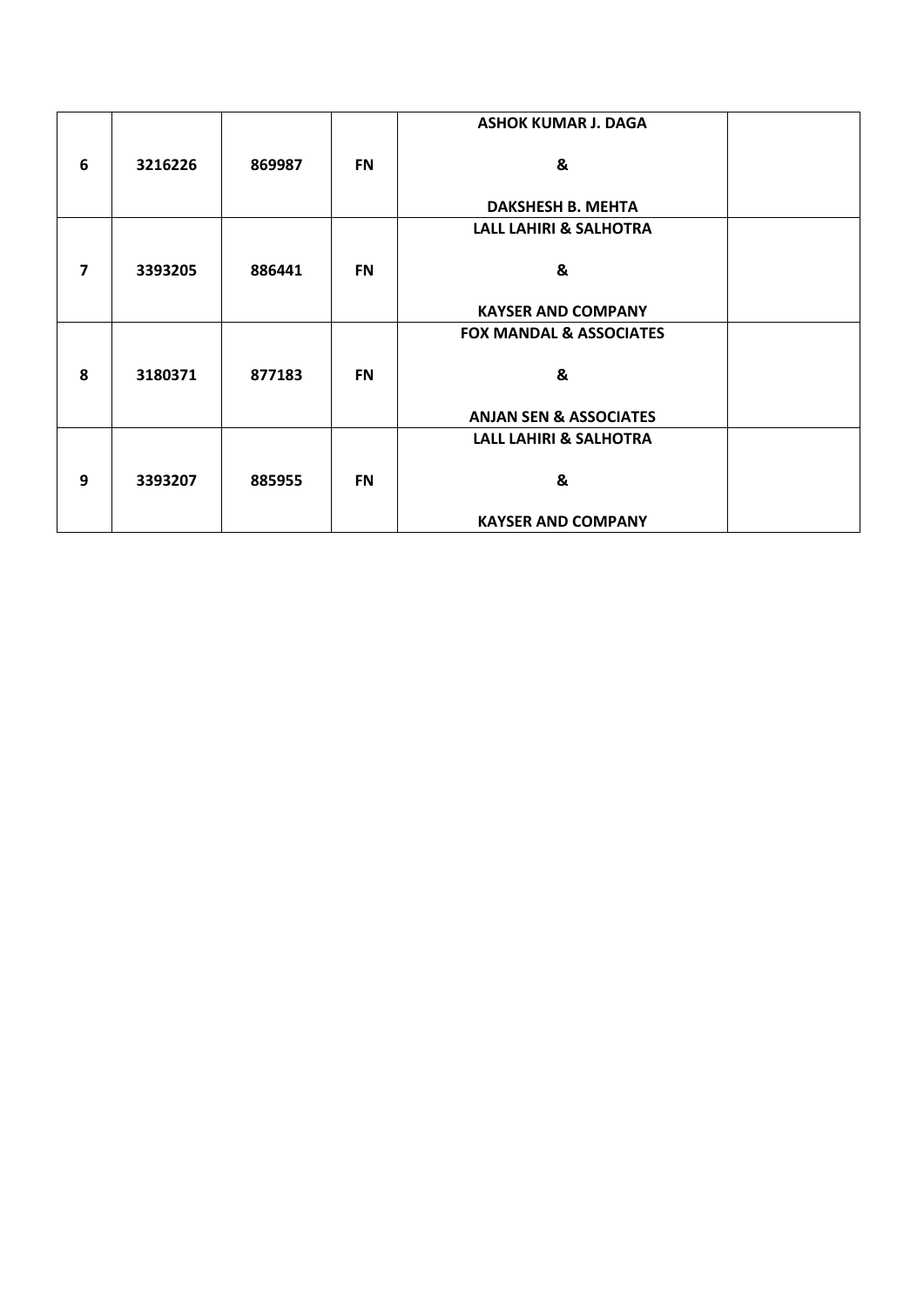| | | | | | |
|---|---|---|---|---|---|
| 6 | 3216226 | 869987 | FN | **ASHOK KUMAR J. DAGA**<br><br>**&**<br><br>**DAKSHESH B. MEHTA** | |
| 7 | 3393205 | 886441 | FN | **LALL LAHIRI & SALHOTRA**<br><br>**&**<br><br>**KAYSER AND COMPANY** | |
| 8 | 3180371 | 877183 | FN | **FOX MANDAL & ASSOCIATES**<br><br>**&**<br><br>**ANJAN SEN & ASSOCIATES** | |
| 9 | 3393207 | 885955 | FN | **LALL LAHIRI & SALHOTRA**<br><br>**&**<br><br>**KAYSER AND COMPANY** | |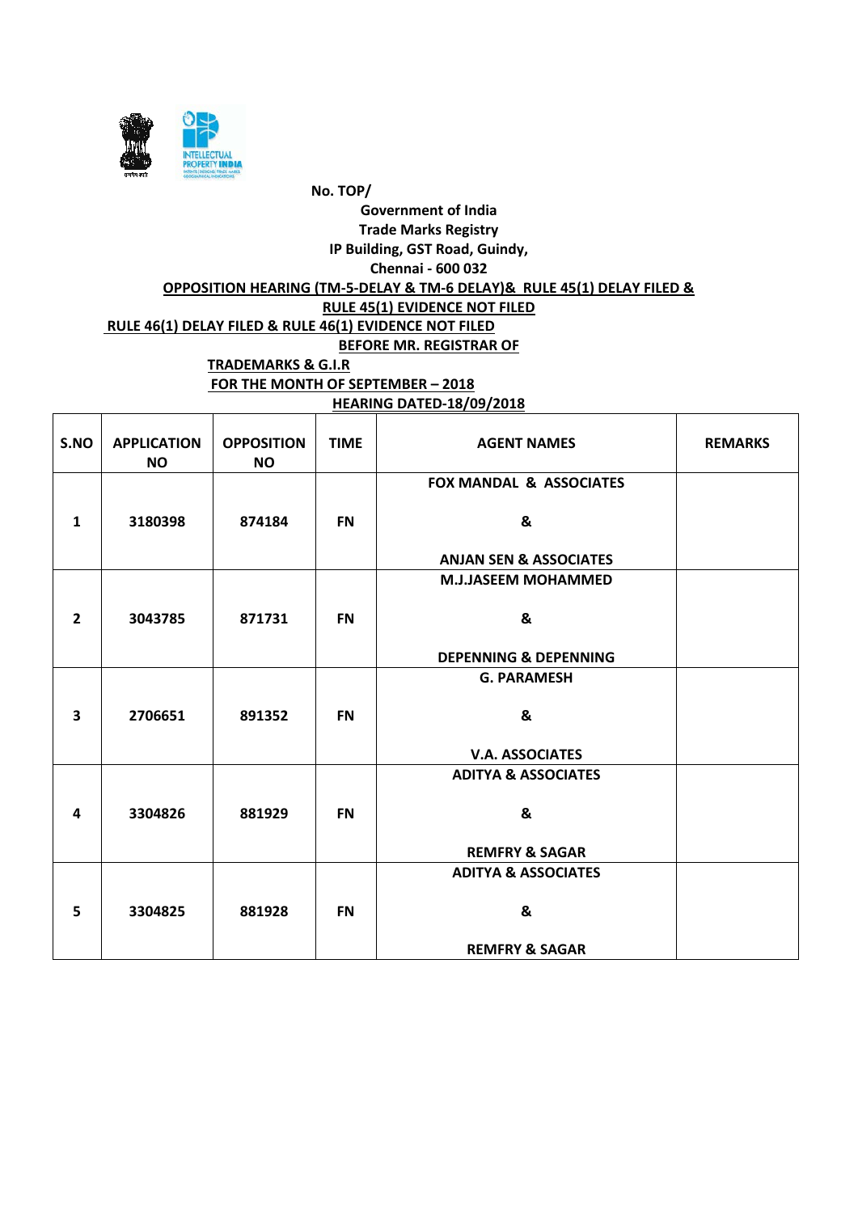**No. TOP/**

**Government of India**

**Trade Marks Registry**

**IP Building, GST Road, Guindy,**

**Chennai - 600 032**

**OPPOSITION HEARING (TM-5-DELAY & TM-6 DELAY)& RULE 45(1) DELAY FILED & RULE 45(1) EVIDENCE NOT FILED**

**RULE 46(1) DELAY FILED & RULE 46(1) EVIDENCE NOT FILED**

**BEFORE MR. REGISTRAR OF TRADEMARKS & G.I.R**

**FOR THE MONTH OF SEPTEMBER – 2018**

**HEARING DATED-18/09/2018**

| S.NO | APPLICATION NO | OPPOSITION NO | TIME | AGENT NAMES | REMARKS |
|---|---|---|---|---|---|
| 1 | 3180398 | 874184 | FN | FOX MANDAL & ASSOCIATES & ANJAN SEN & ASSOCIATES | |
| 2 | 3043785 | 871731 | FN | M.J.JASEEM MOHAMMED & DEPENNING & DEPENNING | |
| 3 | 2706651 | 891352 | FN | G. PARAMESH & V.A. ASSOCIATES | |
| 4 | 3304826 | 881929 | FN | ADITYA & ASSOCIATES & REMFRY & SAGAR | |
| 5 | 3304825 | 881928 | FN | ADITYA & ASSOCIATES & REMFRY & SAGAR | |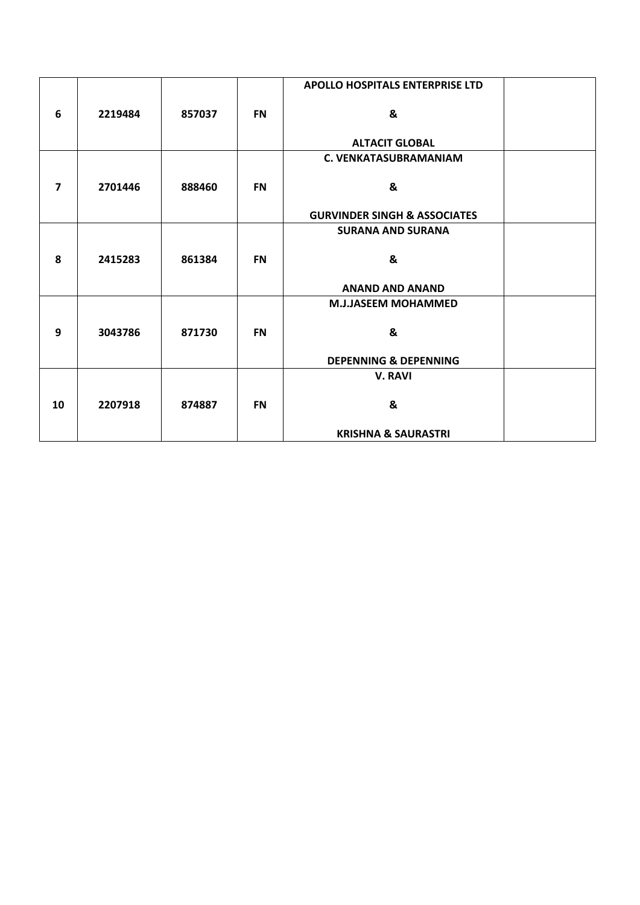| | | | | | |
|---|---|---|---|---|---|
| **6** | **2219484** | **857037** | **FN** | **APOLLO HOSPITALS ENTERPRISE LTD**<br><br>**&**<br><br>**ALTACIT GLOBAL** | |
| **7** | **2701446** | **888460** | **FN** | **C. VENKATASUBRAMANIAM**<br><br>**&**<br><br>**GURVINDER SINGH & ASSOCIATES** | |
| **8** | **2415283** | **861384** | **FN** | **SURANA AND SURANA**<br><br>**&**<br><br>**ANAND AND ANAND** | |
| **9** | **3043786** | **871730** | **FN** | **M.J.JASEEM MOHAMMED**<br><br>**&**<br><br>**DEPENNING & DEPENNING** | |
| **10** | **2207918** | **874887** | **FN** | **V. RAVI**<br><br>**&**<br><br>**KRISHNA & SAURASTRI** | |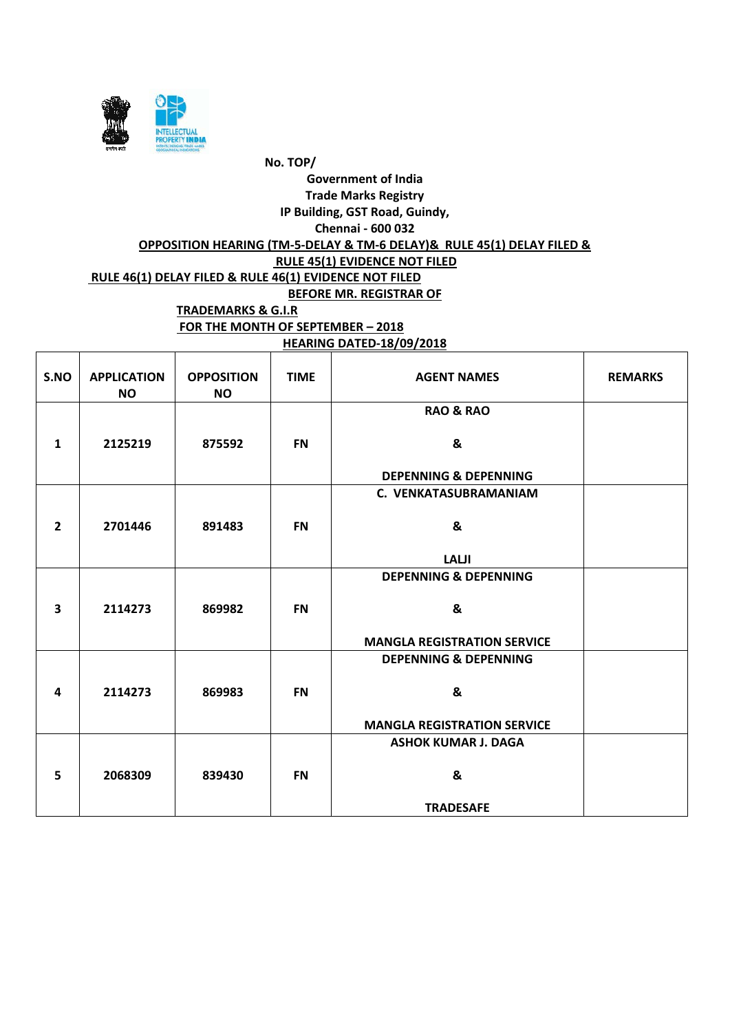**No. TOP/**

**Government of India**

**Trade Marks Registry**

**IP Building, GST Road, Guindy,**

**Chennai - 600 032**

**OPPOSITION HEARING (TM-5-DELAY & TM-6 DELAY)& RULE 45(1) DELAY FILED & RULE 45(1) EVIDENCE NOT FILED**

**RULE 46(1) DELAY FILED & RULE 46(1) EVIDENCE NOT FILED**

**BEFORE MR. REGISTRAR OF TRADEMARKS & G.I.R**

**FOR THE MONTH OF SEPTEMBER – 2018**

**HEARING DATED-18/09/2018**

| S.NO | APPLICATION NO | OPPOSITION NO | TIME | AGENT NAMES | REMARKS |
|---|---|---|---|---|---|
| 1 | 2125219 | 875592 | FN | RAO & RAO & DEPENNING & DEPENNING | |
| 2 | 2701446 | 891483 | FN | C. VENKATASUBRAMANIAM & LALJI | |
| 3 | 2114273 | 869982 | FN | DEPENNING & DEPENNING & MANGLA REGISTRATION SERVICE | |
| 4 | 2114273 | 869983 | FN | DEPENNING & DEPENNING & MANGLA REGISTRATION SERVICE | |
| 5 | 2068309 | 839430 | FN | ASHOK KUMAR J. DAGA & TRADESAFE | |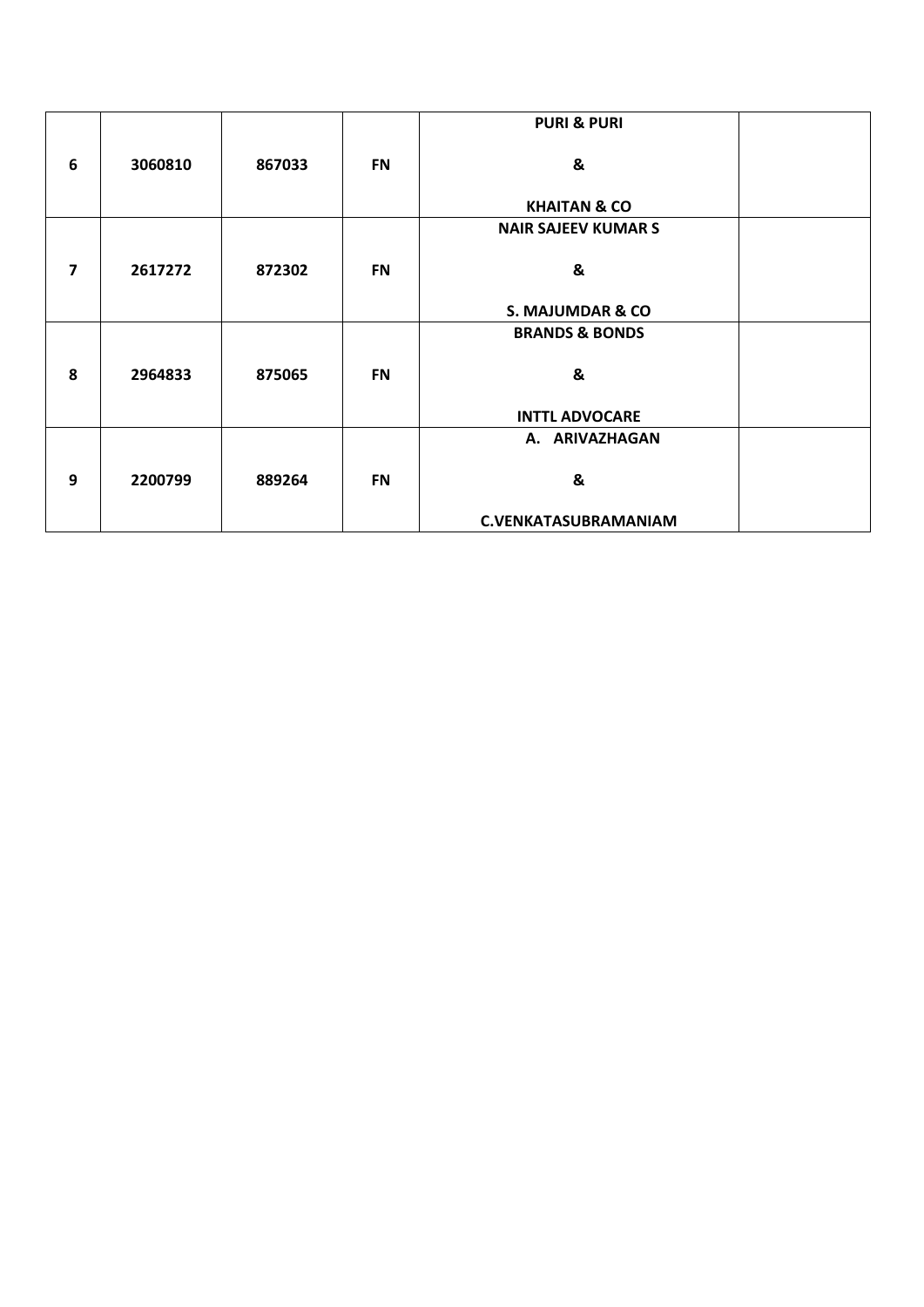| | | | | | |
|---|---|---|---|---|---|
| **6** | **3060810** | **867033** | **FN** | **PURI & PURI**<br><br>**&**<br><br>**KHAITAN & CO** | |
| **7** | **2617272** | **872302** | **FN** | **NAIR SAJEEV KUMAR S**<br><br>**&**<br><br>**S. MAJUMDAR & CO** | |
| **8** | **2964833** | **875065** | **FN** | **BRANDS & BONDS**<br><br>**&**<br><br>**INTTL ADVOCARE** | |
| **9** | **2200799** | **889264** | **FN** | **A. ARIVAZHAGAN**<br><br>**&**<br><br>**C.VENKATASUBRAMANIAM** | |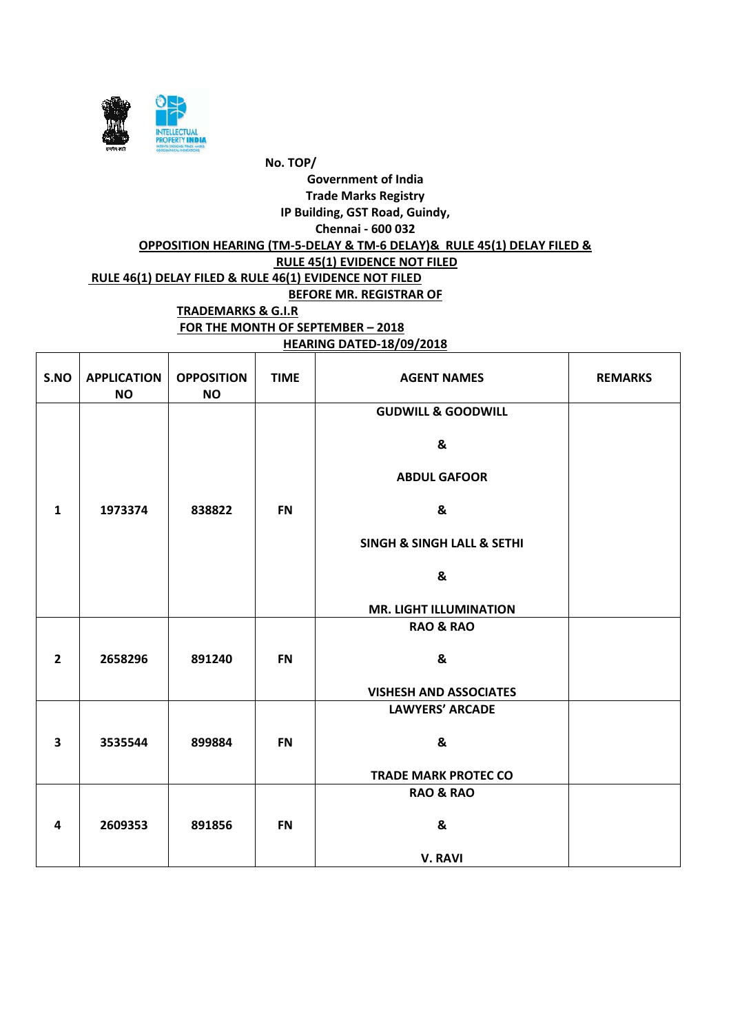No. TOP/

**Government of India**
**Trade Marks Registry**
**IP Building, GST Road, Guindy,**
**Chennai - 600 032**

**OPPOSITION HEARING (TM-5-DELAY & TM-6 DELAY)& RULE 45(1) DELAY FILED & RULE 45(1) EVIDENCE NOT FILED**
**RULE 46(1) DELAY FILED & RULE 46(1) EVIDENCE NOT FILED**
**BEFORE MR. REGISTRAR OF TRADEMARKS & G.I.R**
**FOR THE MONTH OF SEPTEMBER – 2018**
**HEARING DATED-18/09/2018**

| S.NO | APPLICATION NO | OPPOSITION NO | TIME | AGENT NAMES | REMARKS |
|---|---|---|---|---|---|
| 1 | 1973374 | 838822 | FN | GUDWILL & GOODWILL & ABDUL GAFOOR & SINGH & SINGH LALL & SETHI & MR. LIGHT ILLUMINATION | |
| 2 | 2658296 | 891240 | FN | RAO & RAO & VISHESH AND ASSOCIATES | |
| 3 | 3535544 | 899884 | FN | LAWYERS' ARCADE & TRADE MARK PROTEC CO | |
| 4 | 2609353 | 891856 | FN | RAO & RAO & V. RAVI | |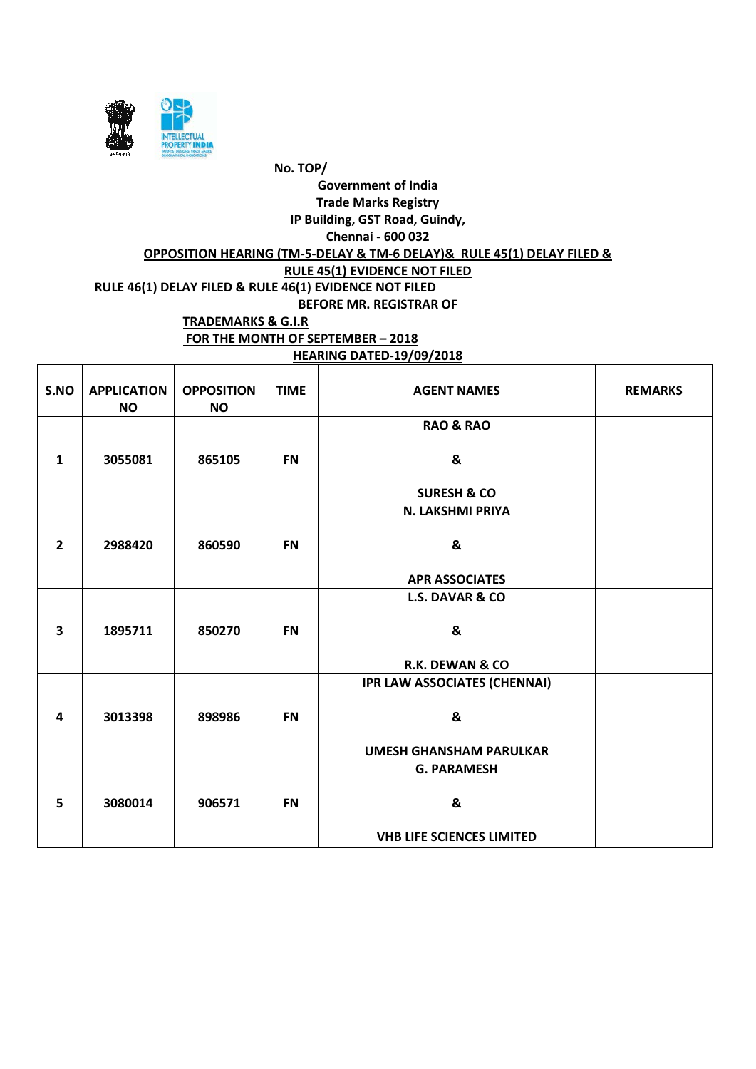No. TOP/

**Government of India**

**Trade Marks Registry**

**IP Building, GST Road, Guindy,**

**Chennai - 600 032**

**OPPOSITION HEARING (TM-5-DELAY & TM-6 DELAY)& RULE 45(1) DELAY FILED & RULE 45(1) EVIDENCE NOT FILED**

**RULE 46(1) DELAY FILED & RULE 46(1) EVIDENCE NOT FILED**

**BEFORE MR. REGISTRAR OF TRADEMARKS & G.I.R**

**FOR THE MONTH OF SEPTEMBER – 2018**

**HEARING DATED-19/09/2018**

| S.NO | APPLICATION NO | OPPOSITION NO | TIME | AGENT NAMES | REMARKS |
|---|---|---|---|---|---|
| 1 | 3055081 | 865105 | FN | RAO & RAO<br>&<br>SURESH & CO | |
| 2 | 2988420 | 860590 | FN | N. LAKSHMI PRIYA<br>&<br>APR ASSOCIATES | |
| 3 | 1895711 | 850270 | FN | L.S. DAVAR & CO<br>&<br>R.K. DEWAN & CO | |
| 4 | 3013398 | 898986 | FN | IPR LAW ASSOCIATES (CHENNAI)<br>&<br>UMESH GHANSHAM PARULKAR | |
| 5 | 3080014 | 906571 | FN | G. PARAMESH<br>&<br>VHB LIFE SCIENCES LIMITED | |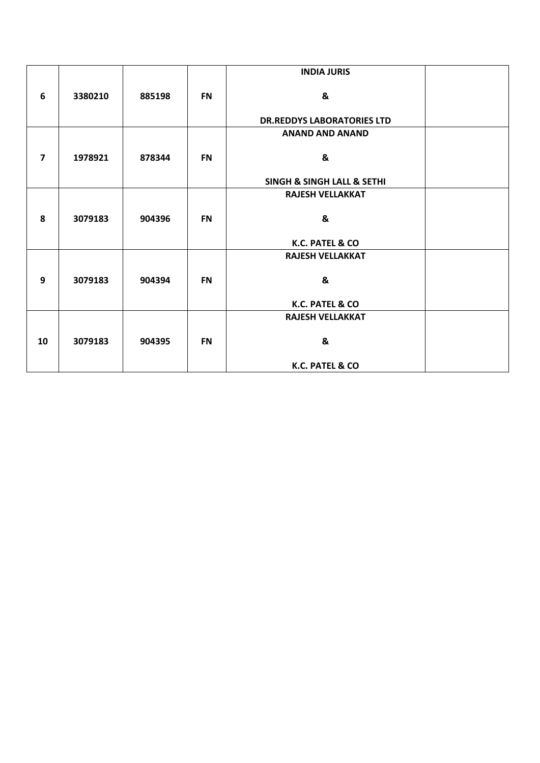| | | | | | |
|---|---|---|---|---|---|
| **6** | **3380210** | **885198** | **FN** | **INDIA JURIS**<br><br>**&**<br><br>**DR.REDDYS LABORATORIES LTD** | |
| **7** | **1978921** | **878344** | **FN** | **ANAND AND ANAND**<br><br>**&**<br><br>**SINGH & SINGH LALL & SETHI** | |
| **8** | **3079183** | **904396** | **FN** | **RAJESH VELLAKKAT**<br><br>**&**<br><br>**K.C. PATEL & CO** | |
| **9** | **3079183** | **904394** | **FN** | **RAJESH VELLAKKAT**<br><br>**&**<br><br>**K.C. PATEL & CO** | |
| **10** | **3079183** | **904395** | **FN** | **RAJESH VELLAKKAT**<br><br>**&**<br><br>**K.C. PATEL & CO** | |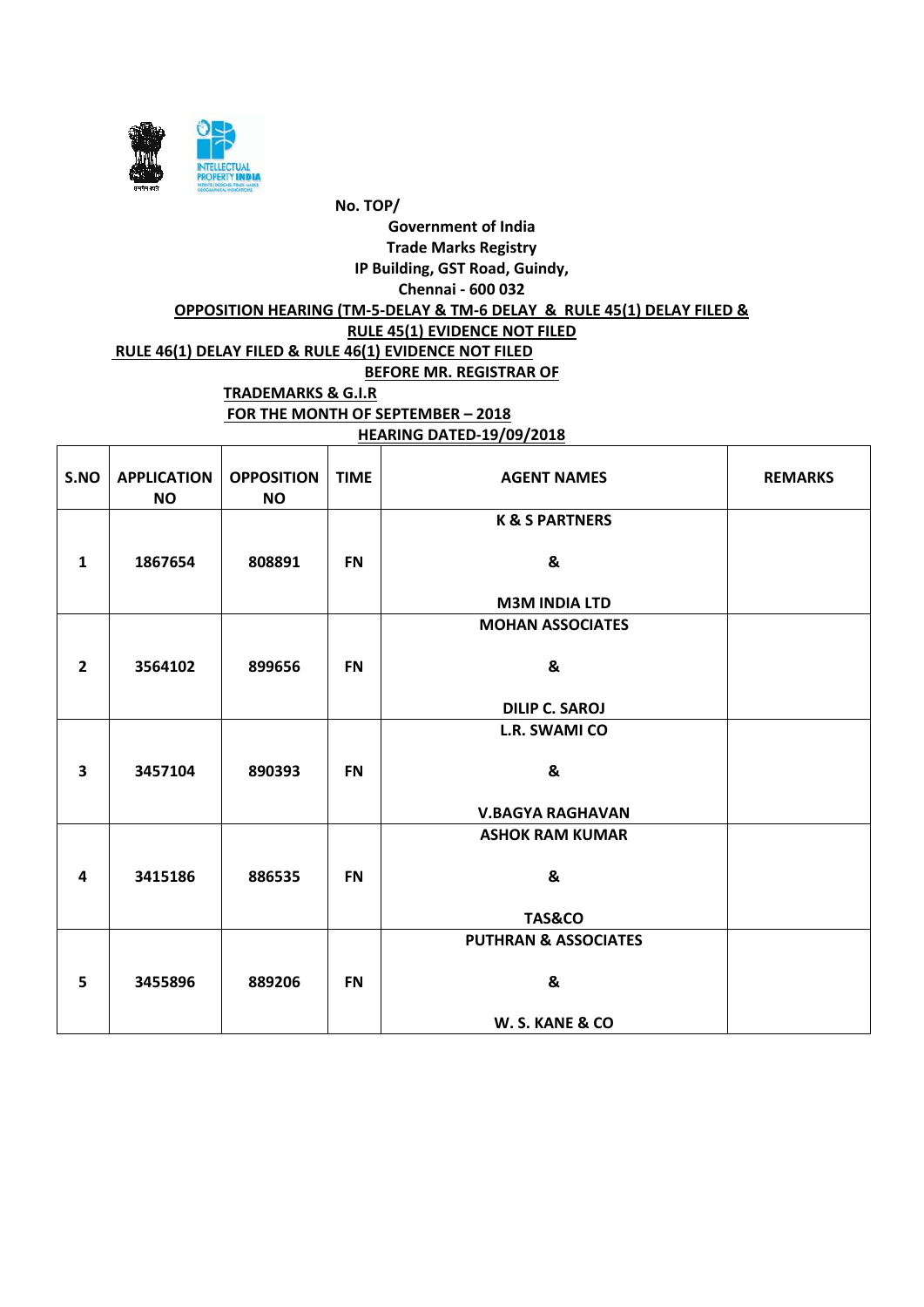**No. TOP/**

**Government of India**

**Trade Marks Registry**

**IP Building, GST Road, Guindy,**

**Chennai - 600 032**

**OPPOSITION HEARING (TM-5-DELAY & TM-6 DELAY & RULE 45(1) DELAY FILED & RULE 45(1) EVIDENCE NOT FILED**

**RULE 46(1) DELAY FILED & RULE 46(1) EVIDENCE NOT FILED**

**BEFORE MR. REGISTRAR OF TRADEMARKS & G.I.R**

**FOR THE MONTH OF SEPTEMBER – 2018**

**HEARING DATED-19/09/2018**

| S.NO | APPLICATION NO | OPPOSITION NO | TIME | AGENT NAMES | REMARKS |
|---|---|---|---|---|---|
| 1 | 1867654 | 808891 | FN | K & S PARTNERS & M3M INDIA LTD | |
| 2 | 3564102 | 899656 | FN | MOHAN ASSOCIATES & DILIP C. SAROJ | |
| 3 | 3457104 | 890393 | FN | L.R. SWAMI CO & V.BAGYA RAGHAVAN | |
| 4 | 3415186 | 886535 | FN | ASHOK RAM KUMAR & TAS&CO | |
| 5 | 3455896 | 889206 | FN | PUTHRAN & ASSOCIATES & W. S. KANE & CO | |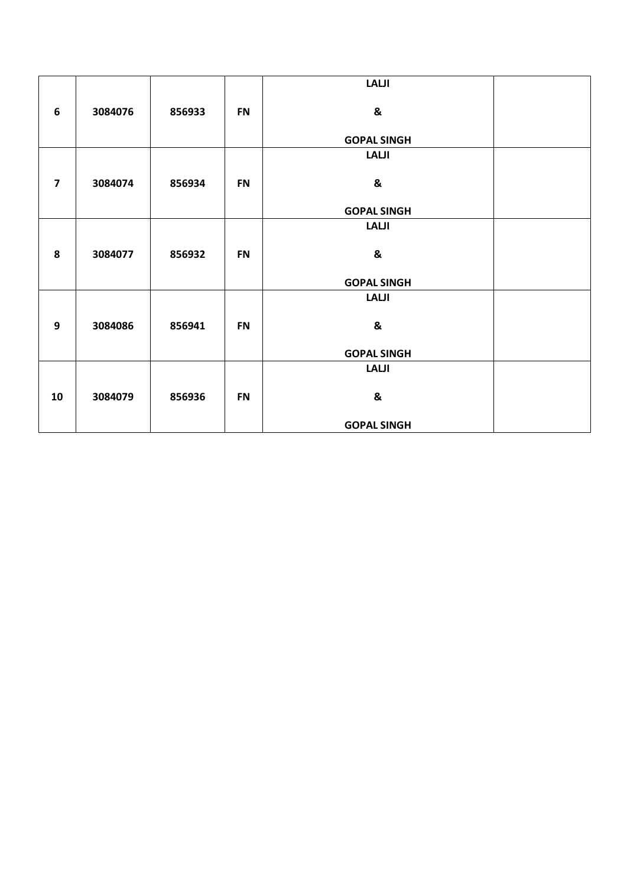| | | | | | |
|---|---|---|---|---|---|
| **6** | **3084076** | **856933** | **FN** | **LALJI & GOPAL SINGH** | |
| **7** | **3084074** | **856934** | **FN** | **LALJI & GOPAL SINGH** | |
| **8** | **3084077** | **856932** | **FN** | **LALJI & GOPAL SINGH** | |
| **9** | **3084086** | **856941** | **FN** | **LALJI & GOPAL SINGH** | |
| **10** | **3084079** | **856936** | **FN** | **LALJI & GOPAL SINGH** | |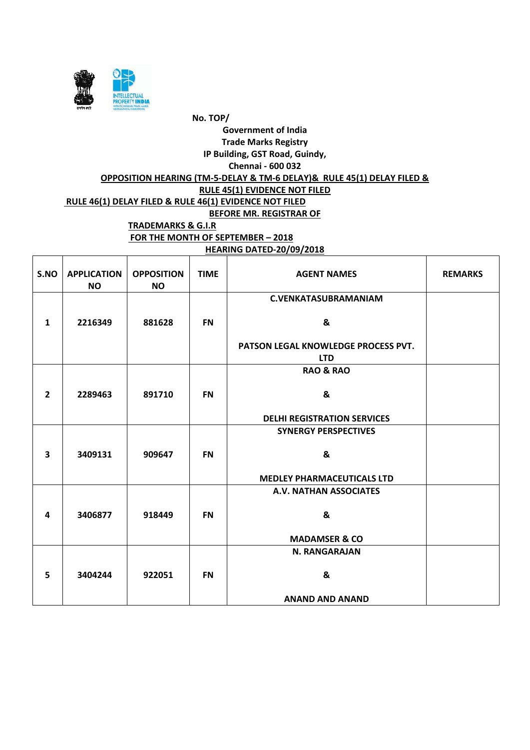No. TOP/

**Government of India**

**Trade Marks Registry**

**IP Building, GST Road, Guindy,**

**Chennai - 600 032**

**OPPOSITION HEARING (TM-5-DELAY & TM-6 DELAY)& RULE 45(1) DELAY FILED & RULE 45(1) EVIDENCE NOT FILED**

**RULE 46(1) DELAY FILED & RULE 46(1) EVIDENCE NOT FILED**

**BEFORE MR. REGISTRAR OF TRADEMARKS & G.I.R**

**FOR THE MONTH OF SEPTEMBER – 2018**

**HEARING DATED-20/09/2018**

| S.NO | APPLICATION NO | OPPOSITION NO | TIME | AGENT NAMES | REMARKS |
|---|---|---|---|---|---|
| 1 | 2216349 | 881628 | FN | C.VENKATASUBRAMANIAM & PATSON LEGAL KNOWLEDGE PROCESS PVT. LTD | |
| 2 | 2289463 | 891710 | FN | RAO & RAO & DELHI REGISTRATION SERVICES | |
| 3 | 3409131 | 909647 | FN | SYNERGY PERSPECTIVES & MEDLEY PHARMACEUTICALS LTD | |
| 4 | 3406877 | 918449 | FN | A.V. NATHAN ASSOCIATES & MADAMSER & CO | |
| 5 | 3404244 | 922051 | FN | N. RANGARAJAN & ANAND AND ANAND | |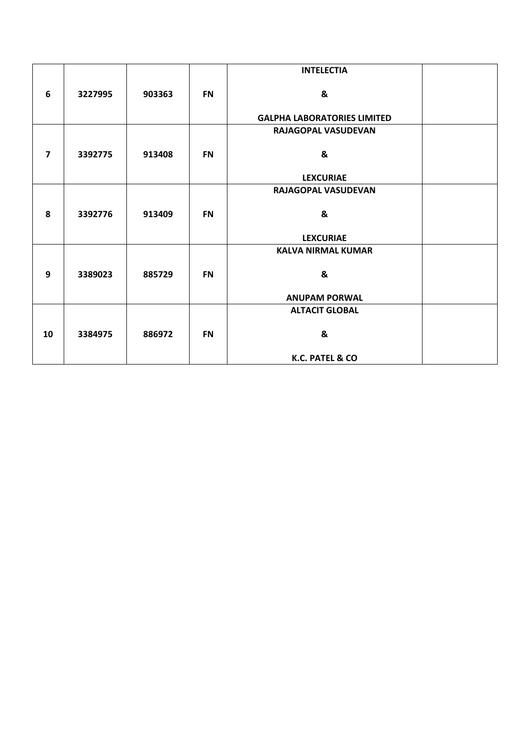| | | | | | |
|---|---|---|---|---|---|
| **6** | **3227995** | **903363** | **FN** | **INTELECTIA**<br><br>**&**<br><br>**GALPHA LABORATORIES LIMITED** | |
| **7** | **3392775** | **913408** | **FN** | **RAJAGOPAL VASUDEVAN**<br><br>**&**<br><br>**LEXCURIAE** | |
| **8** | **3392776** | **913409** | **FN** | **RAJAGOPAL VASUDEVAN**<br><br>**&**<br><br>**LEXCURIAE** | |
| **9** | **3389023** | **885729** | **FN** | **KALVA NIRMAL KUMAR**<br><br>**&**<br><br>**ANUPAM PORWAL** | |
| **10** | **3384975** | **886972** | **FN** | **ALTACIT GLOBAL**<br><br>**&**<br><br>**K.C. PATEL & CO** | |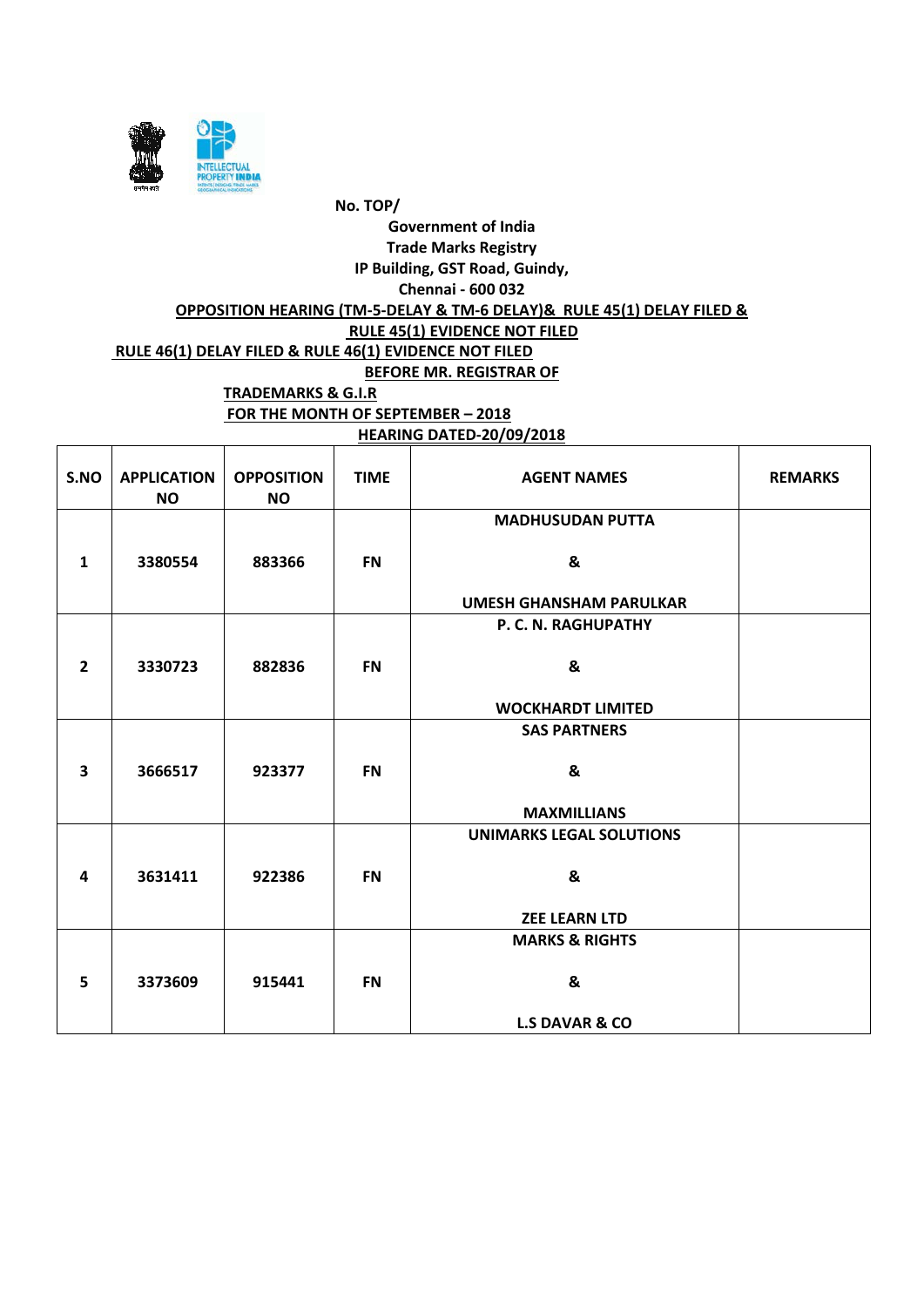No. TOP/

**Government of India**
**Trade Marks Registry**
**IP Building, GST Road, Guindy,**
**Chennai - 600 032**

**OPPOSITION HEARING (TM-5-DELAY & TM-6 DELAY)& RULE 45(1) DELAY FILED & RULE 45(1) EVIDENCE NOT FILED**

**RULE 46(1) DELAY FILED & RULE 46(1) EVIDENCE NOT FILED**

**BEFORE MR. REGISTRAR OF TRADEMARKS & G.I.R**

**FOR THE MONTH OF SEPTEMBER – 2018**

**HEARING DATED-20/09/2018**

| S.NO | APPLICATION NO | OPPOSITION NO | TIME | AGENT NAMES | REMARKS |
|---|---|---|---|---|---|
| 1 | 3380554 | 883366 | FN | MADHUSUDAN PUTTA & UMESH GHANSHAM PARULKAR | |
| 2 | 3330723 | 882836 | FN | P. C. N. RAGHUPATHY & WOCKHARDT LIMITED | |
| 3 | 3666517 | 923377 | FN | SAS PARTNERS & MAXMILLIANS | |
| 4 | 3631411 | 922386 | FN | UNIMARKS LEGAL SOLUTIONS & ZEE LEARN LTD | |
| 5 | 3373609 | 915441 | FN | MARKS & RIGHTS & L.S DAVAR & CO | |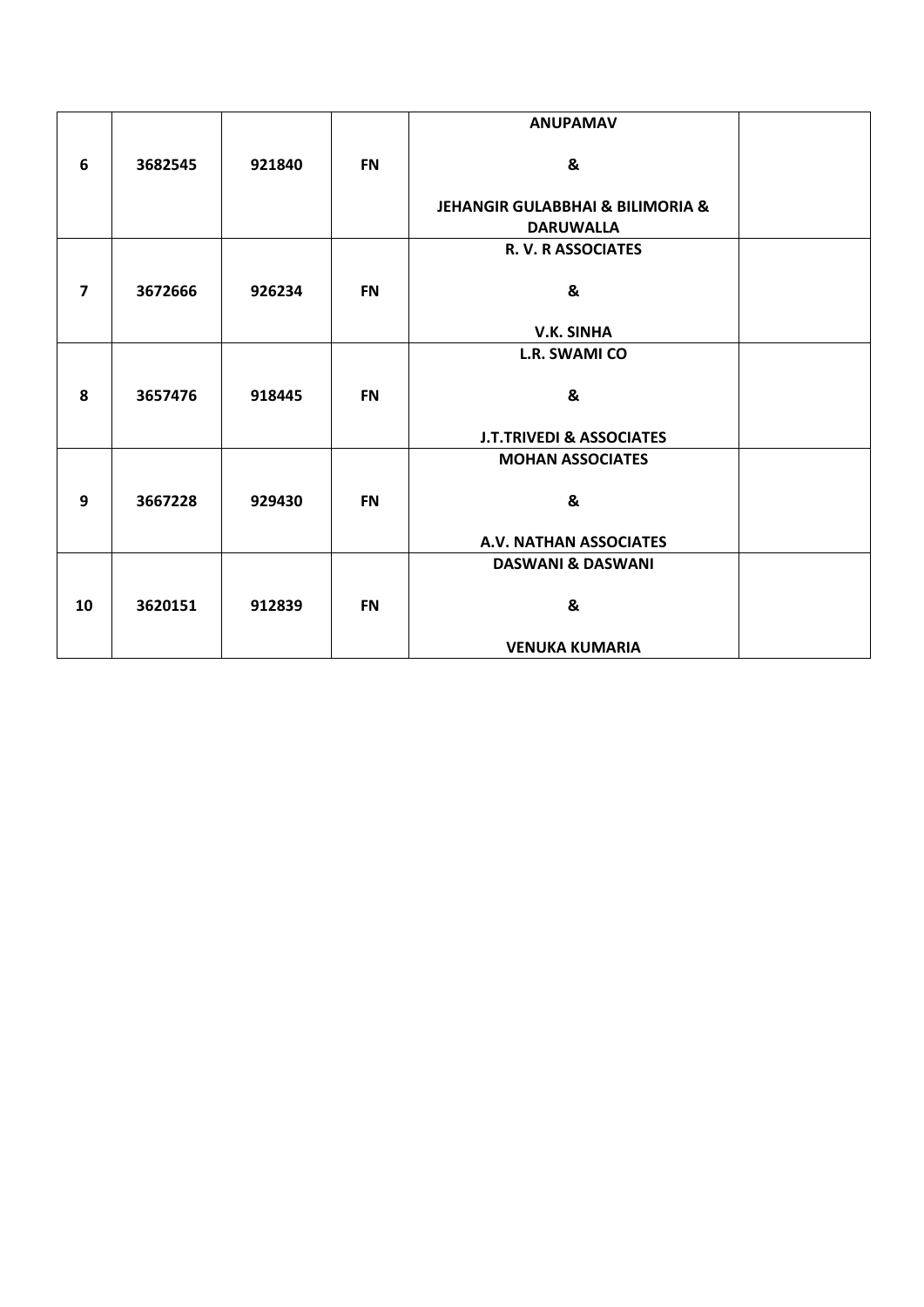| | | | | | |
|---|---|---|---|---|---|
| **6** | **3682545** | **921840** | **FN** | **ANUPAMAV** <br> **&** <br> **JEHANGIR GULABBHAI & BILIMORIA & DARUWALLA** | |
| **7** | **3672666** | **926234** | **FN** | **R. V. R ASSOCIATES** <br> **&** <br> **V.K. SINHA** | |
| **8** | **3657476** | **918445** | **FN** | **L.R. SWAMI CO** <br> **&** <br> **J.T.TRIVEDI & ASSOCIATES** | |
| **9** | **3667228** | **929430** | **FN** | **MOHAN ASSOCIATES** <br> **&** <br> **A.V. NATHAN ASSOCIATES** | |
| **10** | **3620151** | **912839** | **FN** | **DASWANI & DASWANI** <br> **&** <br> **VENUKA KUMARIA** | |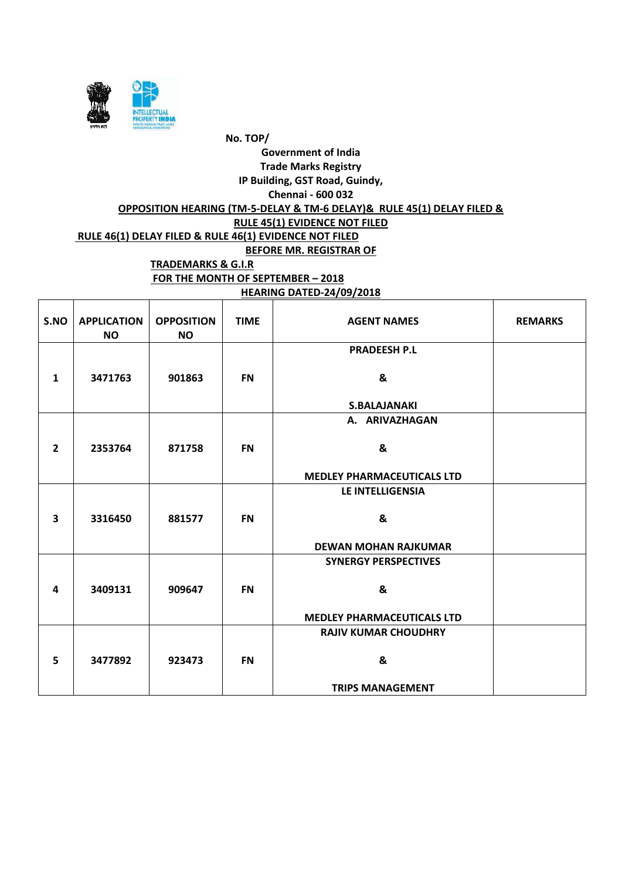No. TOP/

**Government of India**

**Trade Marks Registry**

**IP Building, GST Road, Guindy,**

**Chennai - 600 032**

**OPPOSITION HEARING (TM-5-DELAY & TM-6 DELAY)& RULE 45(1) DELAY FILED & RULE 45(1) EVIDENCE NOT FILED**

**RULE 46(1) DELAY FILED & RULE 46(1) EVIDENCE NOT FILED**

**BEFORE MR. REGISTRAR OF TRADEMARKS & G.I.R**

**FOR THE MONTH OF SEPTEMBER – 2018**

**HEARING DATED-24/09/2018**

| S.NO | APPLICATION NO | OPPOSITION NO | TIME | AGENT NAMES | REMARKS |
|---|---|---|---|---|---|
| 1 | 3471763 | 901863 | FN | PRADEESH P.L & S.BALAJANAKI | |
| 2 | 2353764 | 871758 | FN | A. ARIVAZHAGAN & MEDLEY PHARMACEUTICALS LTD | |
| 3 | 3316450 | 881577 | FN | LE INTELLIGENSIA & DEWAN MOHAN RAJKUMAR | |
| 4 | 3409131 | 909647 | FN | SYNERGY PERSPECTIVES & MEDLEY PHARMACEUTICALS LTD | |
| 5 | 3477892 | 923473 | FN | RAJIV KUMAR CHOUDHRY & TRIPS MANAGEMENT | |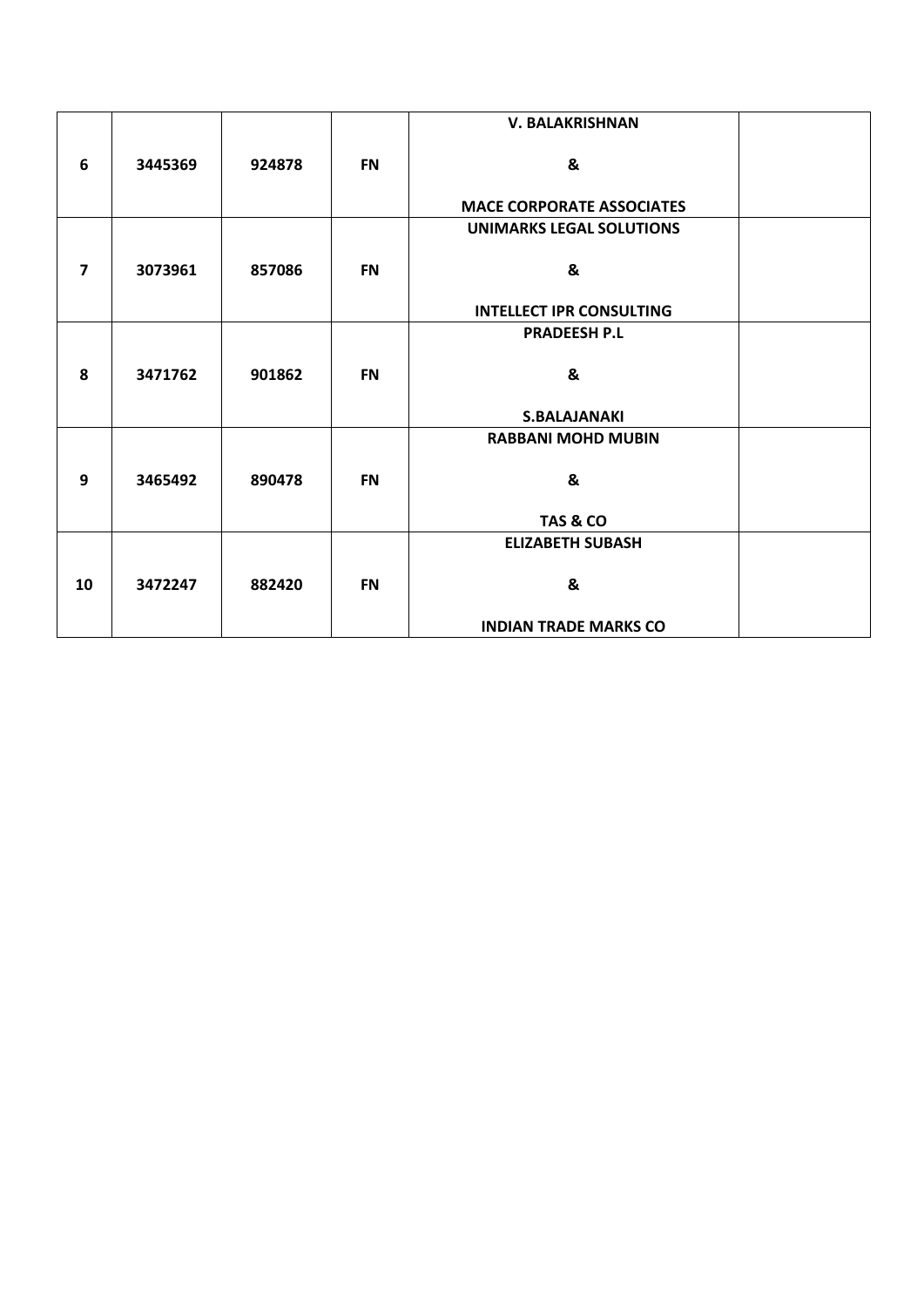| | | | | | |
|---|---|---|---|---|---|
| **6** | **3445369** | **924878** | **FN** | **V. BALAKRISHNAN**<br><br>**&**<br><br>**MACE CORPORATE ASSOCIATES** | |
| **7** | **3073961** | **857086** | **FN** | **UNIMARKS LEGAL SOLUTIONS**<br><br>**&**<br><br>**INTELLECT IPR CONSULTING** | |
| **8** | **3471762** | **901862** | **FN** | **PRADEESH P.L**<br><br>**&**<br><br>**S.BALAJANAKI** | |
| **9** | **3465492** | **890478** | **FN** | **RABBANI MOHD MUBIN**<br><br>**&**<br><br>**TAS & CO** | |
| **10** | **3472247** | **882420** | **FN** | **ELIZABETH SUBASH**<br><br>**&**<br><br>**INDIAN TRADE MARKS CO** | |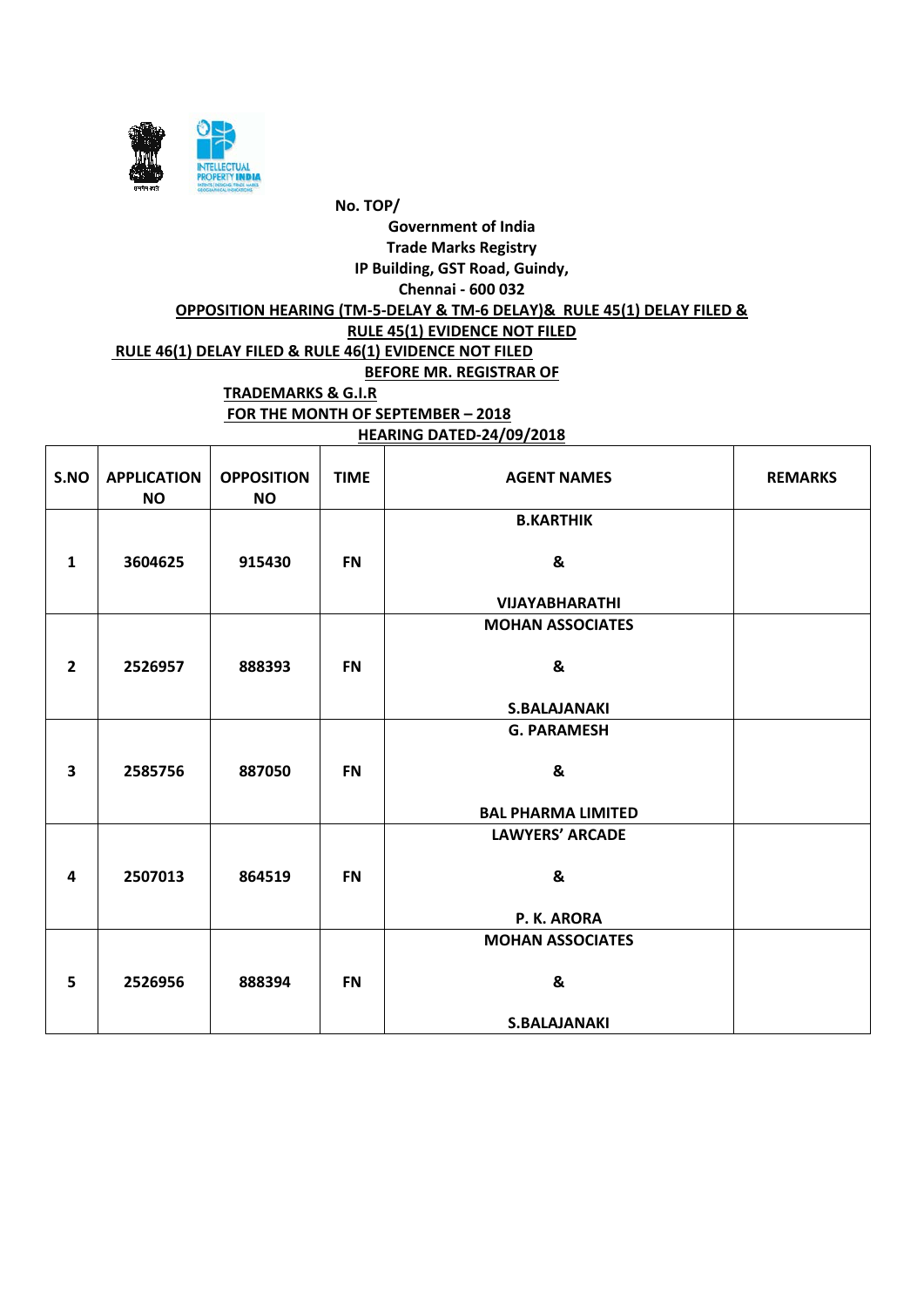**No. TOP/**

**Government of India**

**Trade Marks Registry**

**IP Building, GST Road, Guindy,**

**Chennai - 600 032**

**OPPOSITION HEARING (TM-5-DELAY & TM-6 DELAY)& RULE 45(1) DELAY FILED & RULE 45(1) EVIDENCE NOT FILED**

**RULE 46(1) DELAY FILED & RULE 46(1) EVIDENCE NOT FILED**

**BEFORE MR. REGISTRAR OF TRADEMARKS & G.I.R**

**FOR THE MONTH OF SEPTEMBER – 2018**

**HEARING DATED-24/09/2018**

| S.NO | APPLICATION NO | OPPOSITION NO | TIME | AGENT NAMES | REMARKS |
|---|---|---|---|---|---|
| 1 | 3604625 | 915430 | FN | B.KARTHIK & VIJAYABHARATHI | |
| 2 | 2526957 | 888393 | FN | MOHAN ASSOCIATES & S.BALAJANAKI | |
| 3 | 2585756 | 887050 | FN | G. PARAMESH & BAL PHARMA LIMITED | |
| 4 | 2507013 | 864519 | FN | LAWYERS' ARCADE & P. K. ARORA | |
| 5 | 2526956 | 888394 | FN | MOHAN ASSOCIATES & S.BALAJANAKI | |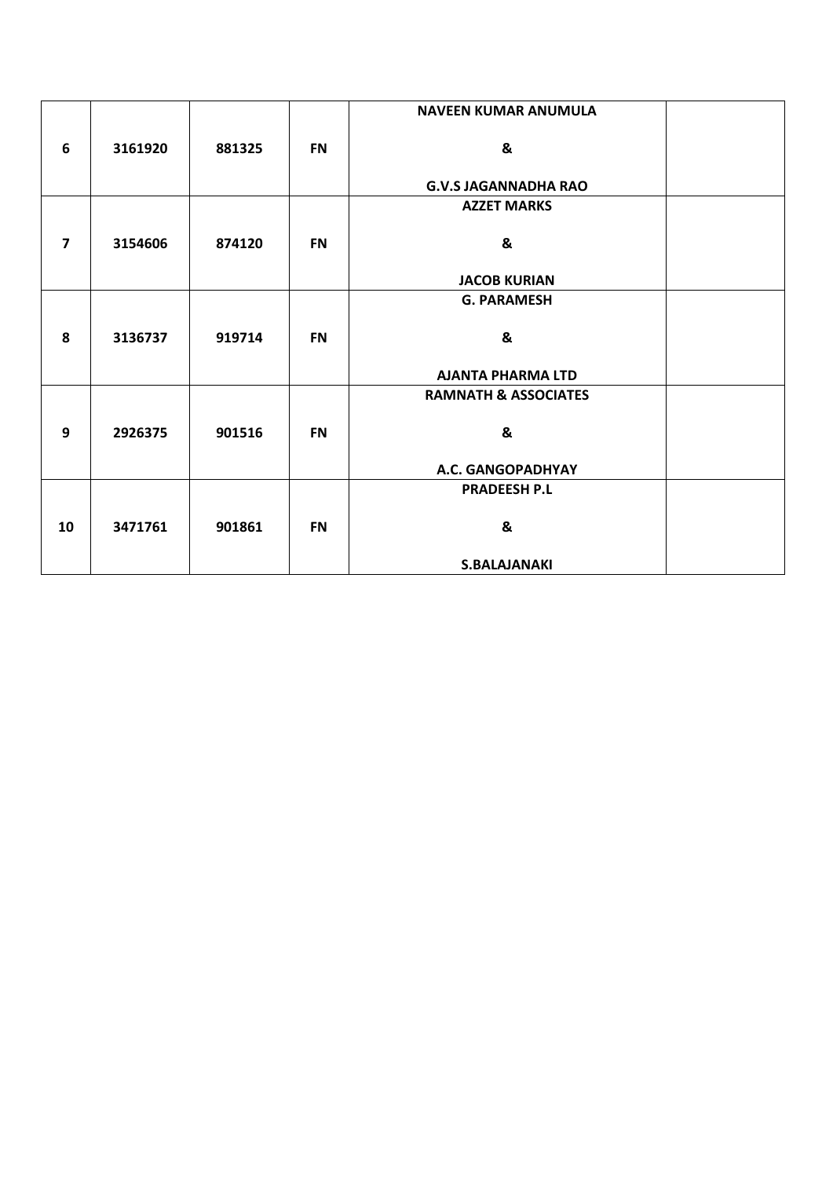| | | | | | |
|---|---|---|---|---|---|
| **6** | **3161920** | **881325** | **FN** | **NAVEEN KUMAR ANUMULA**<br><br>**&**<br><br>**G.V.S JAGANNADHA RAO** | |
| **7** | **3154606** | **874120** | **FN** | **AZZET MARKS**<br><br>**&**<br><br>**JACOB KURIAN** | |
| **8** | **3136737** | **919714** | **FN** | **G. PARAMESH**<br><br>**&**<br><br>**AJANTA PHARMA LTD** | |
| **9** | **2926375** | **901516** | **FN** | **RAMNATH & ASSOCIATES**<br><br>**&**<br><br>**A.C. GANGOPADHYAY** | |
| **10** | **3471761** | **901861** | **FN** | **PRADEESH P.L**<br><br>**&**<br><br>**S.BALAJANAKI** | |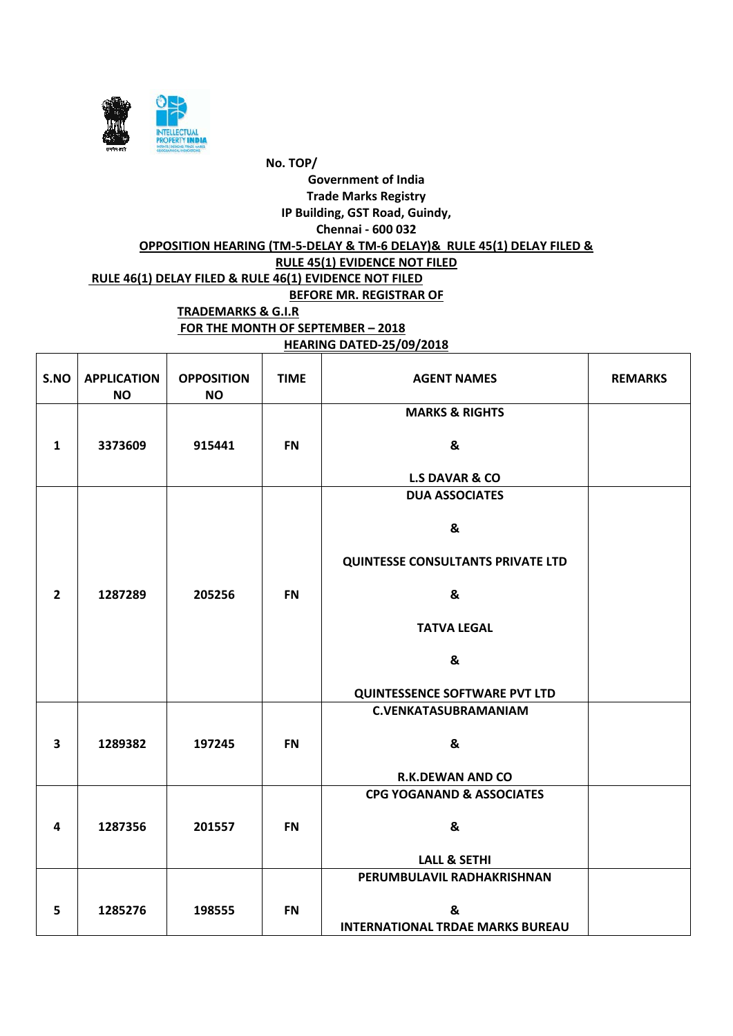**No. TOP/**

**Government of India**

**Trade Marks Registry**

**IP Building, GST Road, Guindy,**

**Chennai - 600 032**

**OPPOSITION HEARING (TM-5-DELAY & TM-6 DELAY)& RULE 45(1) DELAY FILED & RULE 45(1) EVIDENCE NOT FILED**

**RULE 46(1) DELAY FILED & RULE 46(1) EVIDENCE NOT FILED**

**BEFORE MR. REGISTRAR OF TRADEMARKS & G.I.R**

**FOR THE MONTH OF SEPTEMBER – 2018**

**HEARING DATED-25/09/2018**

| S.NO | APPLICATION NO | OPPOSITION NO | TIME | AGENT NAMES | REMARKS |
|---|---|---|---|---|---|
| 1 | 3373609 | 915441 | FN | MARKS & RIGHTS & L.S DAVAR & CO | |
| 2 | 1287289 | 205256 | FN | DUA ASSOCIATES & QUINTESSE CONSULTANTS PRIVATE LTD & TATVA LEGAL & QUINTESSENCE SOFTWARE PVT LTD | |
| 3 | 1289382 | 197245 | FN | C.VENKATASUBRAMANIAM & R.K.DEWAN AND CO | |
| 4 | 1287356 | 201557 | FN | CPG YOGANAND & ASSOCIATES & LALL & SETHI | |
| 5 | 1285276 | 198555 | FN | PERUMBULAVIL RADHAKRISHNAN & INTERNATIONAL TRDAE MARKS BUREAU | |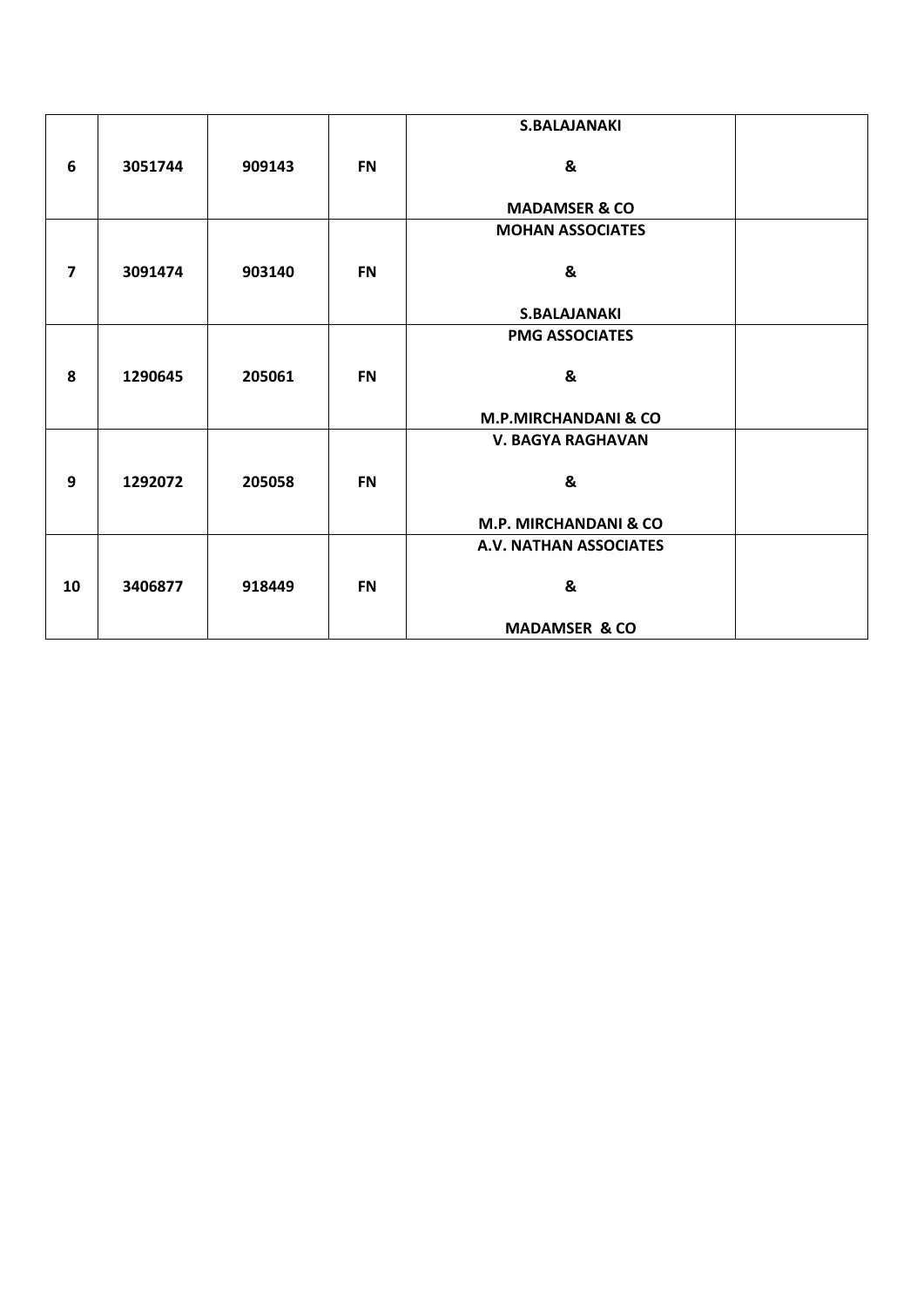| | | | | | |
|---|---|---|---|---|---|
| **6** | **3051744** | **909143** | **FN** | **S.BALAJANAKI**<br><br>**&**<br><br>**MADAMSER & CO** | |
| **7** | **3091474** | **903140** | **FN** | **MOHAN ASSOCIATES**<br><br>**&**<br><br>**S.BALAJANAKI** | |
| **8** | **1290645** | **205061** | **FN** | **PMG ASSOCIATES**<br><br>**&**<br><br>**M.P.MIRCHANDANI & CO** | |
| **9** | **1292072** | **205058** | **FN** | **V. BAGYA RAGHAVAN**<br><br>**&**<br><br>**M.P. MIRCHANDANI & CO** | |
| **10** | **3406877** | **918449** | **FN** | **A.V. NATHAN ASSOCIATES**<br><br>**&**<br><br>**MADAMSER & CO** | |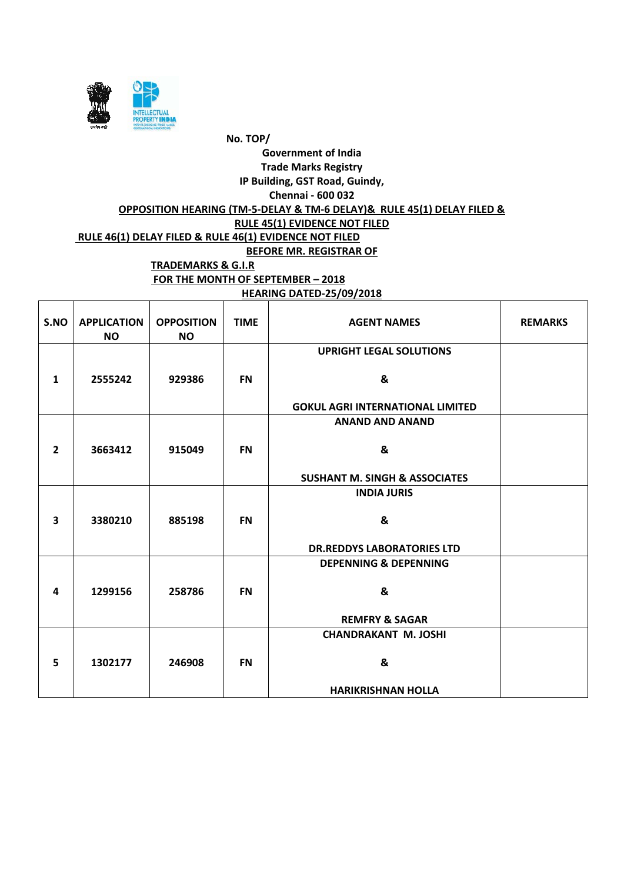No. TOP/

**Government of India**
**Trade Marks Registry**
**IP Building, GST Road, Guindy,**
**Chennai - 600 032**

**OPPOSITION HEARING (TM-5-DELAY & TM-6 DELAY)& RULE 45(1) DELAY FILED & RULE 45(1) EVIDENCE NOT FILED**

**RULE 46(1) DELAY FILED & RULE 46(1) EVIDENCE NOT FILED**

**BEFORE MR. REGISTRAR OF TRADEMARKS & G.I.R**

**FOR THE MONTH OF SEPTEMBER – 2018**

**HEARING DATED-25/09/2018**

| S.NO | APPLICATION NO | OPPOSITION NO | TIME | AGENT NAMES | REMARKS |
|---|---|---|---|---|---|
| 1 | 2555242 | 929386 | FN | UPRIGHT LEGAL SOLUTIONS & GOKUL AGRI INTERNATIONAL LIMITED | |
| 2 | 3663412 | 915049 | FN | ANAND AND ANAND & SUSHANT M. SINGH & ASSOCIATES | |
| 3 | 3380210 | 885198 | FN | INDIA JURIS & DR.REDDYS LABORATORIES LTD | |
| 4 | 1299156 | 258786 | FN | DEPENNING & DEPENNING & REMFRY & SAGAR | |
| 5 | 1302177 | 246908 | FN | CHANDRAKANT M. JOSHI & HARIKRISHNAN HOLLA | |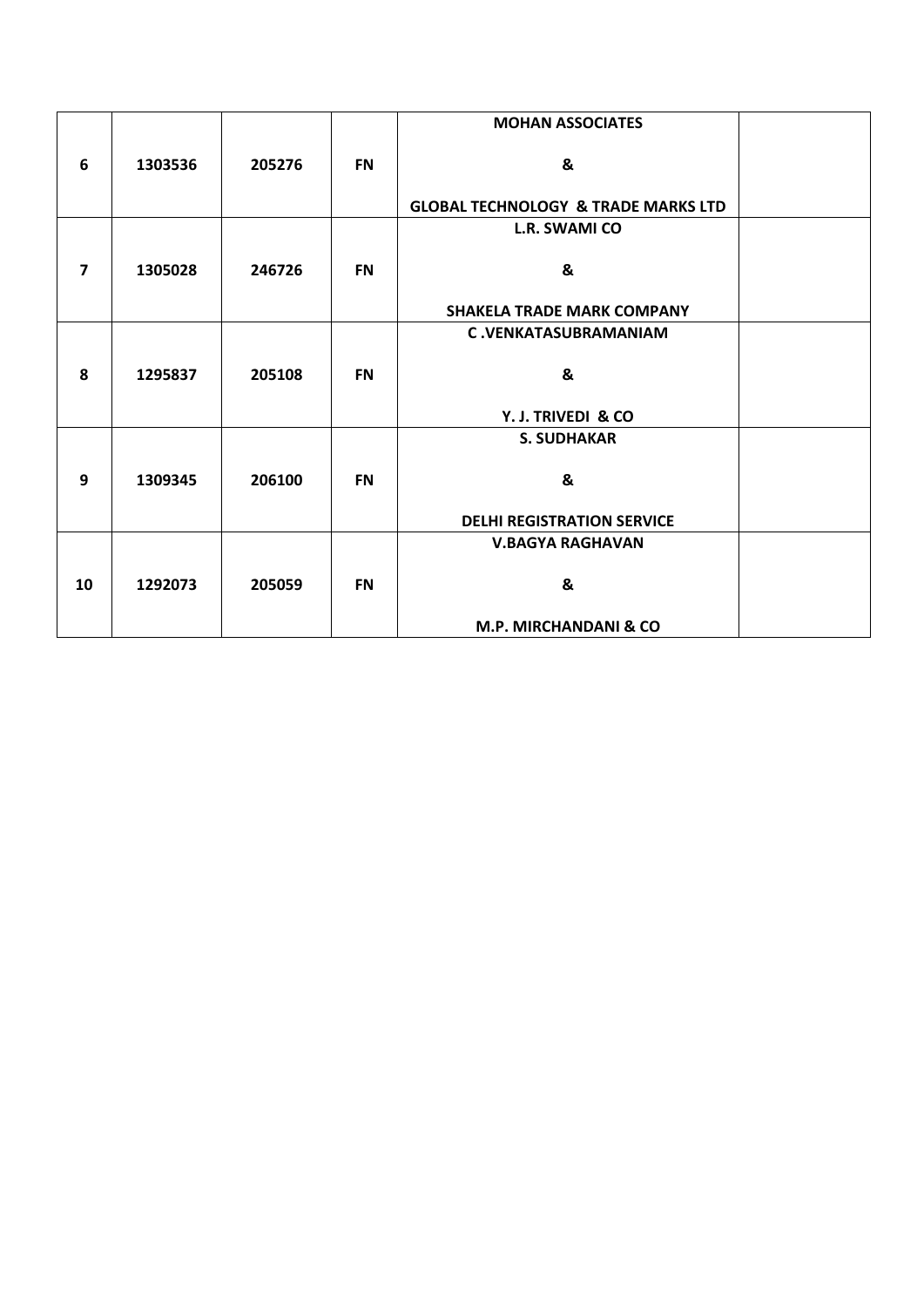| | | | | | |
|---|---|---|---|---|---|
| 6 | 1303536 | 205276 | FN | **MOHAN ASSOCIATES**<br><br>**&**<br><br>**GLOBAL TECHNOLOGY & TRADE MARKS LTD** | |
| 7 | 1305028 | 246726 | FN | **L.R. SWAMI CO**<br><br>**&**<br><br>**SHAKELA TRADE MARK COMPANY** | |
| 8 | 1295837 | 205108 | FN | **C .VENKATASUBRAMANIAM**<br><br>**&**<br><br>**Y. J. TRIVEDI & CO** | |
| 9 | 1309345 | 206100 | FN | **S. SUDHAKAR**<br><br>**&**<br><br>**DELHI REGISTRATION SERVICE** | |
| 10 | 1292073 | 205059 | FN | **V.BAGYA RAGHAVAN**<br><br>**&**<br><br>**M.P. MIRCHANDANI & CO** | |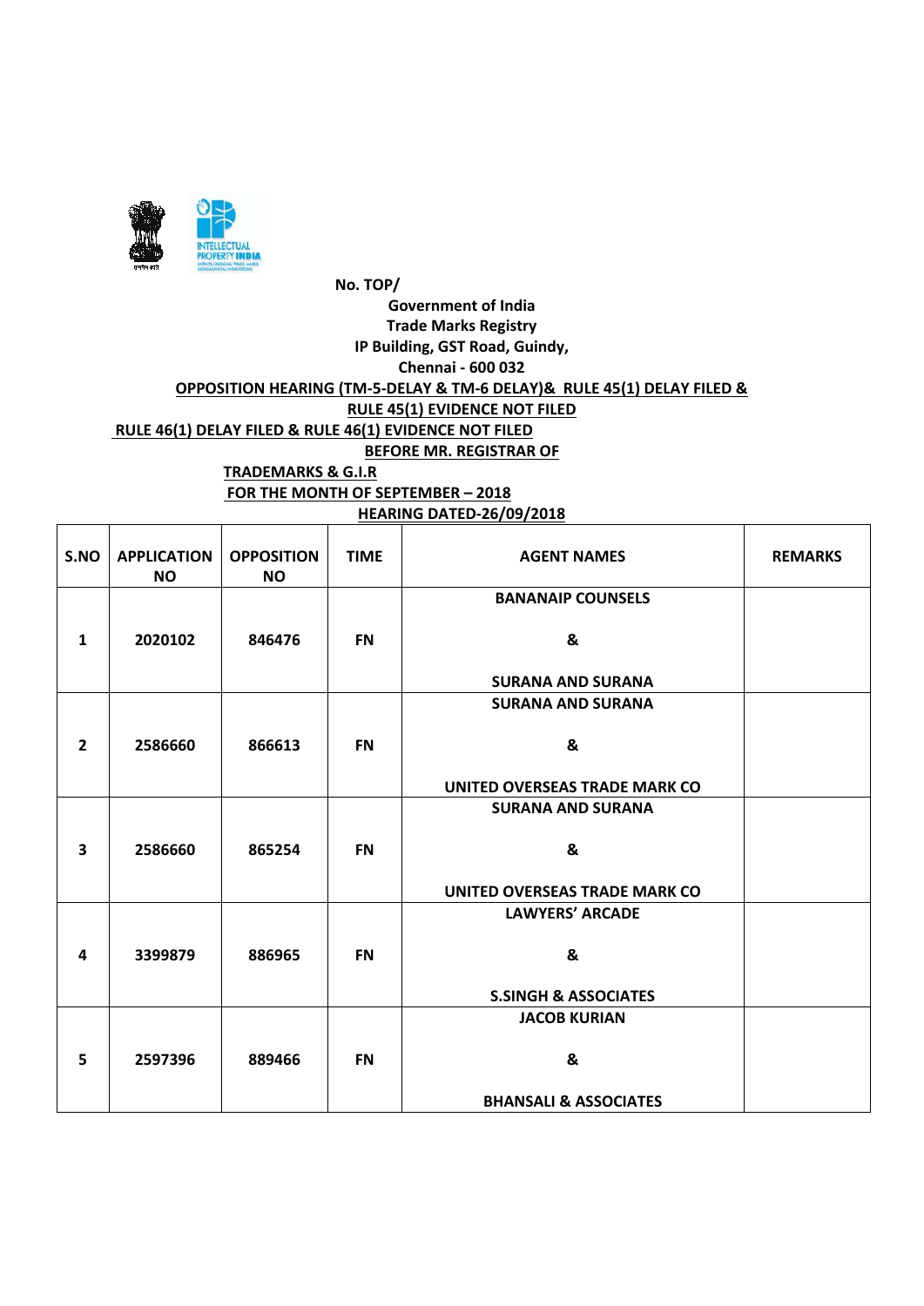No. TOP/

**Government of India**
**Trade Marks Registry**
**IP Building, GST Road, Guindy,**
**Chennai - 600 032**

**OPPOSITION HEARING (TM-5-DELAY & TM-6 DELAY)& RULE 45(1) DELAY FILED & RULE 45(1) EVIDENCE NOT FILED**

**RULE 46(1) DELAY FILED & RULE 46(1) EVIDENCE NOT FILED**

**BEFORE MR. REGISTRAR OF TRADEMARKS & G.I.R**

**FOR THE MONTH OF SEPTEMBER – 2018**

**HEARING DATED-26/09/2018**

| S.NO | APPLICATION NO | OPPOSITION NO | TIME | AGENT NAMES | REMARKS |
|---|---|---|---|---|---|
| 1 | 2020102 | 846476 | FN | BANANAIP COUNSELS & SURANA AND SURANA | |
| 2 | 2586660 | 866613 | FN | SURANA AND SURANA & UNITED OVERSEAS TRADE MARK CO | |
| 3 | 2586660 | 865254 | FN | SURANA AND SURANA & UNITED OVERSEAS TRADE MARK CO | |
| 4 | 3399879 | 886965 | FN | LAWYERS' ARCADE & S.SINGH & ASSOCIATES | |
| 5 | 2597396 | 889466 | FN | JACOB KURIAN & BHANSALI & ASSOCIATES | |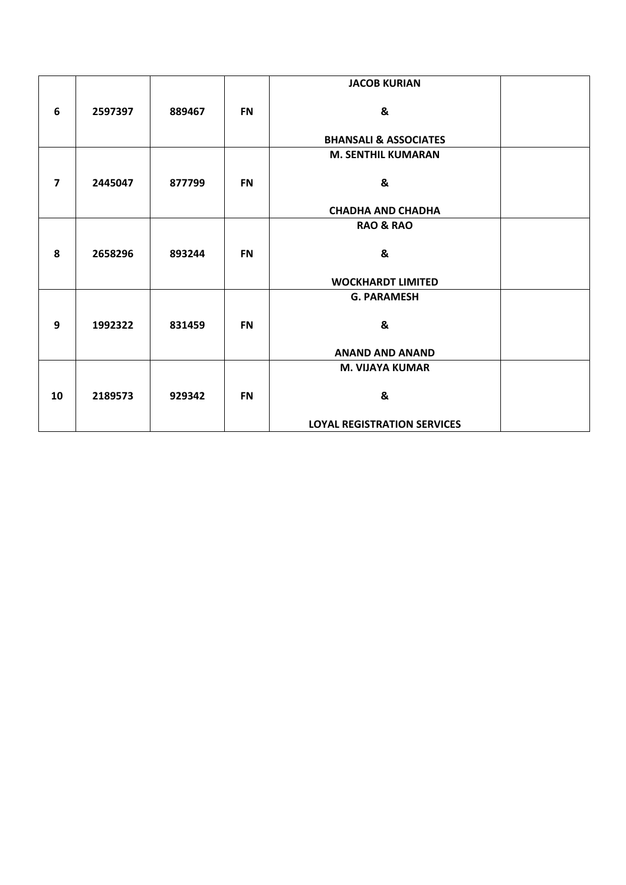| 6 | 2597397 | 889467 | FN | **JACOB KURIAN**<br><br>**&**<br><br>**BHANSALI & ASSOCIATES** | |
|---|---|---|---|---|---|
| 7 | 2445047 | 877799 | FN | **M. SENTHIL KUMARAN**<br><br>**&**<br><br>**CHADHA AND CHADHA** | |
| 8 | 2658296 | 893244 | FN | **RAO & RAO**<br><br>**&**<br><br>**WOCKHARDT LIMITED** | |
| 9 | 1992322 | 831459 | FN | **G. PARAMESH**<br><br>**&**<br><br>**ANAND AND ANAND** | |
| 10 | 2189573 | 929342 | FN | **M. VIJAYA KUMAR**<br><br>**&**<br><br>**LOYAL REGISTRATION SERVICES** | |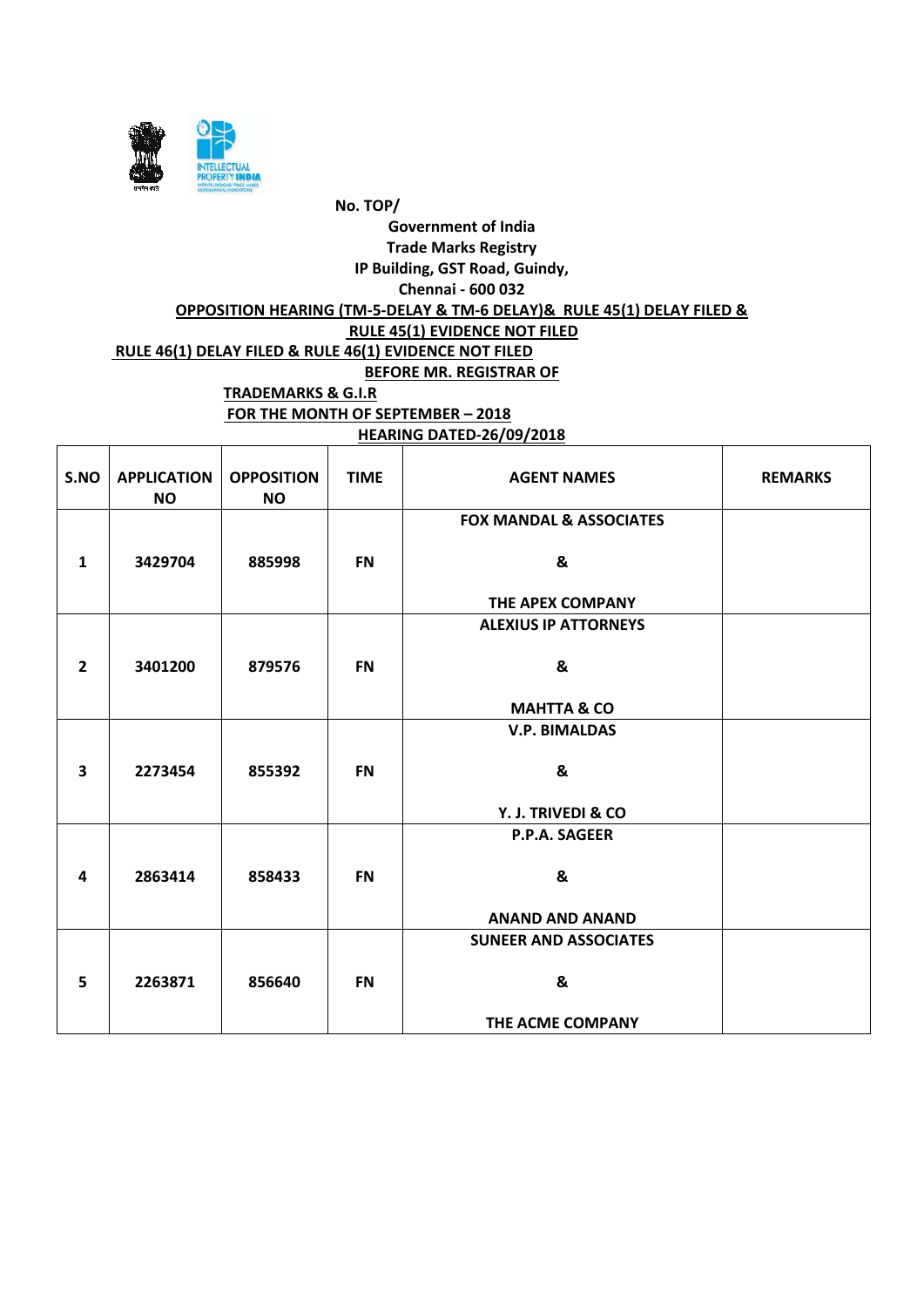No. TOP/

**Government of India**

**Trade Marks Registry**

**IP Building, GST Road, Guindy,**

**Chennai - 600 032**

**OPPOSITION HEARING (TM-5-DELAY & TM-6 DELAY)& RULE 45(1) DELAY FILED & RULE 45(1) EVIDENCE NOT FILED**

**RULE 46(1) DELAY FILED & RULE 46(1) EVIDENCE NOT FILED**

**BEFORE MR. REGISTRAR OF TRADEMARKS & G.I.R**

**FOR THE MONTH OF SEPTEMBER – 2018**

**HEARING DATED-26/09/2018**

| S.NO | APPLICATION NO | OPPOSITION NO | TIME | AGENT NAMES | REMARKS |
|---|---|---|---|---|---|
| 1 | 3429704 | 885998 | FN | FOX MANDAL & ASSOCIATES & THE APEX COMPANY | |
| 2 | 3401200 | 879576 | FN | ALEXIUS IP ATTORNEYS & MAHTTA & CO | |
| 3 | 2273454 | 855392 | FN | V.P. BIMALDAS & Y. J. TRIVEDI & CO | |
| 4 | 2863414 | 858433 | FN | P.P.A. SAGEER & ANAND AND ANAND | |
| 5 | 2263871 | 856640 | FN | SUNEER AND ASSOCIATES & THE ACME COMPANY | |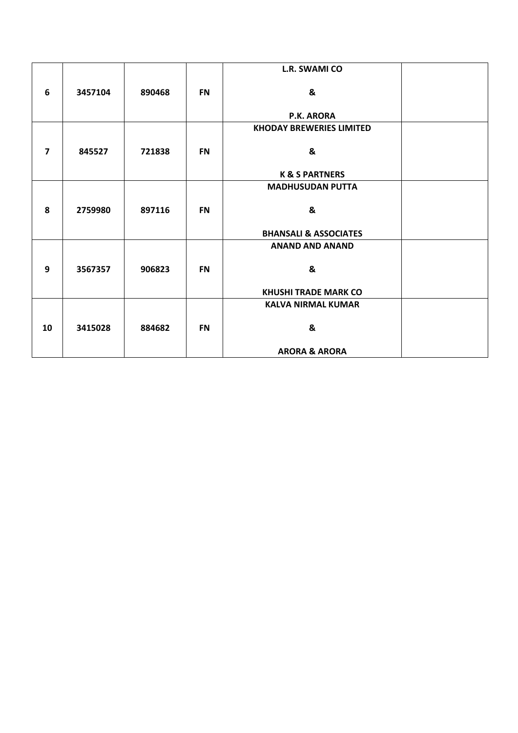| | | | | | |
|---|---|---|---|---|---|
| **6** | **3457104** | **890468** | **FN** | **L.R. SWAMI CO**<br><br>**&**<br><br>**P.K. ARORA** | |
| **7** | **845527** | **721838** | **FN** | **KHODAY BREWERIES LIMITED**<br><br>**&**<br><br>**K & S PARTNERS** | |
| **8** | **2759980** | **897116** | **FN** | **MADHUSUDAN PUTTA**<br><br>**&**<br><br>**BHANSALI & ASSOCIATES** | |
| **9** | **3567357** | **906823** | **FN** | **ANAND AND ANAND**<br><br>**&**<br><br>**KHUSHI TRADE MARK CO** | |
| **10** | **3415028** | **884682** | **FN** | **KALVA NIRMAL KUMAR**<br><br>**&**<br><br>**ARORA & ARORA** | |